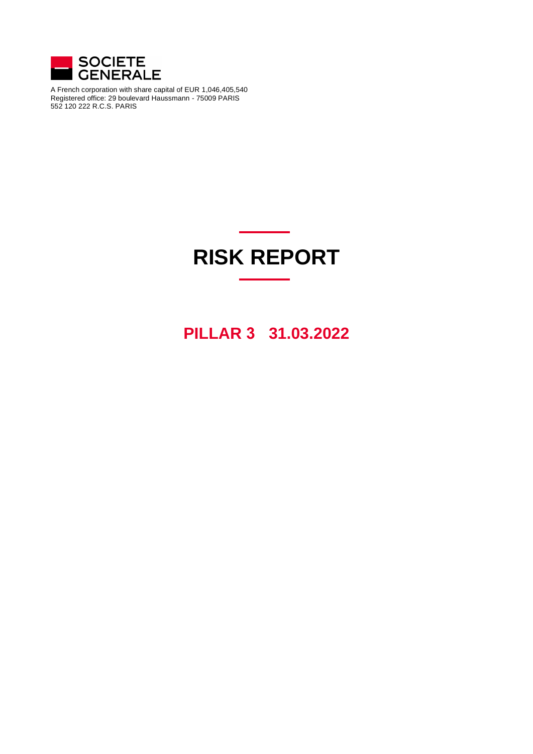SOCIETE GENERALE

A French corporation with share capital of EUR 1,046,405,540
Registered office: 29 boulevard Haussmann - 75009 PARIS
552 120 222 R.C.S. PARIS

# RISK REPORT

## PILLAR 3 31.03.2022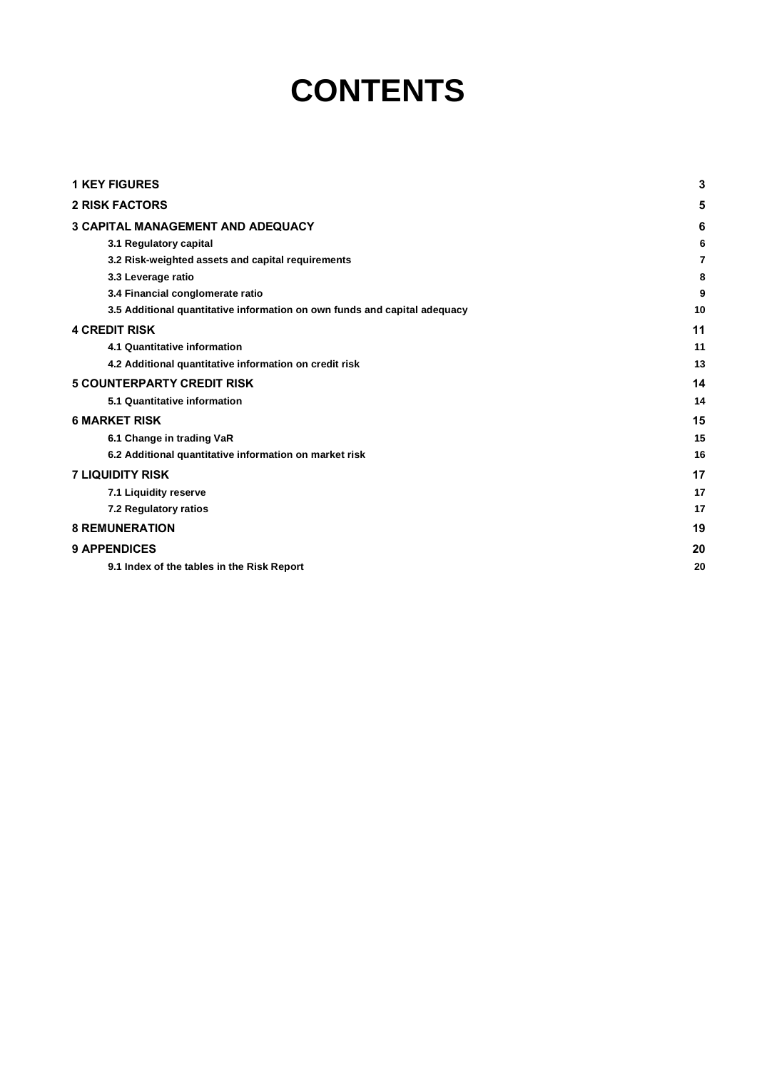# CONTENTS

| | |
|---|---|
| **1 KEY FIGURES** | **3** |
| **2 RISK FACTORS** | **5** |
| **3 CAPITAL MANAGEMENT AND ADEQUACY** | **6** |
| 3.1 Regulatory capital | 6 |
| 3.2 Risk-weighted assets and capital requirements | 7 |
| 3.3 Leverage ratio | 8 |
| 3.4 Financial conglomerate ratio | 9 |
| 3.5 Additional quantitative information on own funds and capital adequacy | 10 |
| **4 CREDIT RISK** | **11** |
| 4.1 Quantitative information | 11 |
| 4.2 Additional quantitative information on credit risk | 13 |
| **5 COUNTERPARTY CREDIT RISK** | **14** |
| 5.1 Quantitative information | 14 |
| **6 MARKET RISK** | **15** |
| 6.1 Change in trading VaR | 15 |
| 6.2 Additional quantitative information on market risk | 16 |
| **7 LIQUIDITY RISK** | **17** |
| 7.1 Liquidity reserve | 17 |
| 7.2 Regulatory ratios | 17 |
| **8 REMUNERATION** | **19** |
| **9 APPENDICES** | **20** |
| 9.1 Index of the tables in the Risk Report | 20 |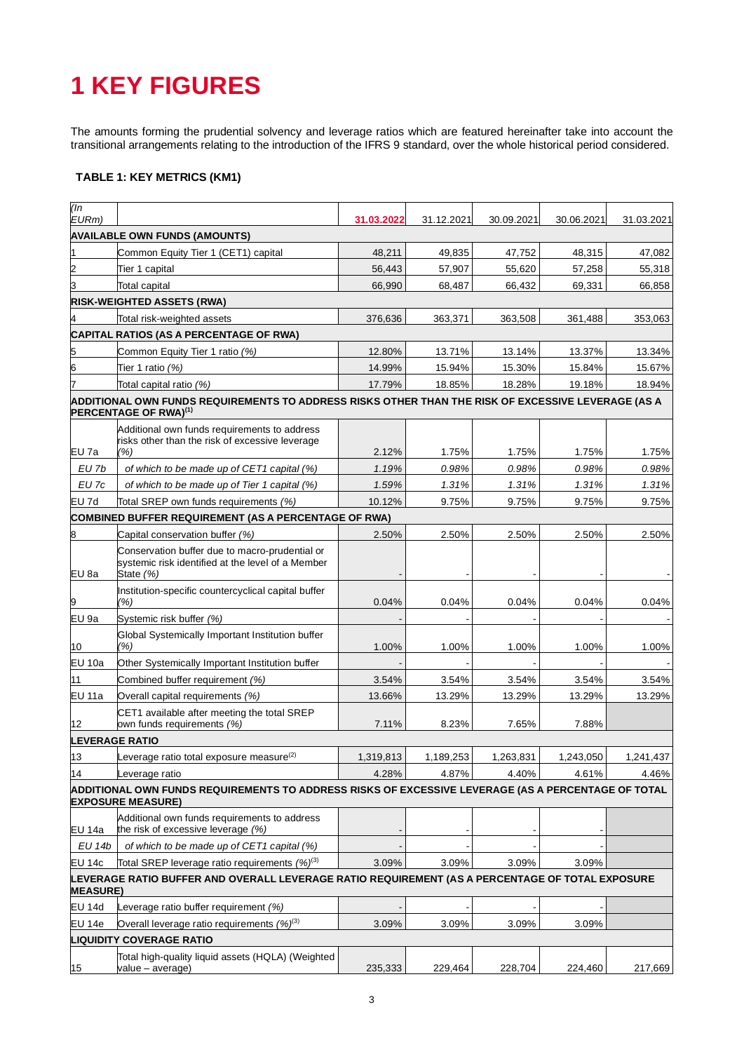# 1 KEY FIGURES

The amounts forming the prudential solvency and leverage ratios which are featured hereinafter take into account the transitional arrangements relating to the introduction of the IFRS 9 standard, over the whole historical period considered.

### TABLE 1: KEY METRICS (KM1)

| *(In EURm)* | | 31.03.2022 | 31.12.2021 | 30.09.2021 | 30.06.2021 | 31.03.2021 |
|---|---|---|---|---|---|---|
| **AVAILABLE OWN FUNDS (AMOUNTS)** | | | | | | |
| 1 | Common Equity Tier 1 (CET1) capital | 48,211 | 49,835 | 47,752 | 48,315 | 47,082 |
| 2 | Tier 1 capital | 56,443 | 57,907 | 55,620 | 57,258 | 55,318 |
| 3 | Total capital | 66,990 | 68,487 | 66,432 | 69,331 | 66,858 |
| **RISK-WEIGHTED ASSETS (RWA)** | | | | | | |
| 4 | Total risk-weighted assets | 376,636 | 363,371 | 363,508 | 361,488 | 353,063 |
| **CAPITAL RATIOS (AS A PERCENTAGE OF RWA)** | | | | | | |
| 5 | Common Equity Tier 1 ratio *(%)* | 12.80% | 13.71% | 13.14% | 13.37% | 13.34% |
| 6 | Tier 1 ratio *(%)* | 14.99% | 15.94% | 15.30% | 15.84% | 15.67% |
| 7 | Total capital ratio *(%)* | 17.79% | 18.85% | 18.28% | 19.18% | 18.94% |
| **ADDITIONAL OWN FUNDS REQUIREMENTS TO ADDRESS RISKS OTHER THAN THE RISK OF EXCESSIVE LEVERAGE (AS A PERCENTAGE OF RWA)[1]** | | | | | | |
| EU 7a | Additional own funds requirements to address risks other than the risk of excessive leverage *(%)* | 2.12% | 1.75% | 1.75% | 1.75% | 1.75% |
| *EU 7b* | *of which to be made up of CET1 capital (%)* | *1.19%* | *0.98%* | *0.98%* | *0.98%* | *0.98%* |
| *EU 7c* | *of which to be made up of Tier 1 capital (%)* | *1.59%* | *1.31%* | *1.31%* | *1.31%* | *1.31%* |
| EU 7d | Total SREP own funds requirements *(%)* | 10.12% | 9.75% | 9.75% | 9.75% | 9.75% |
| **COMBINED BUFFER REQUIREMENT (AS A PERCENTAGE OF RWA)** | | | | | | |
| 8 | Capital conservation buffer *(%)* | 2.50% | 2.50% | 2.50% | 2.50% | 2.50% |
| EU 8a | Conservation buffer due to macro-prudential or systemic risk identified at the level of a Member State *(%)* | - | - | - | - | - |
| 9 | Institution-specific countercyclical capital buffer *(%)* | 0.04% | 0.04% | 0.04% | 0.04% | 0.04% |
| EU 9a | Systemic risk buffer *(%)* | - | - | - | - | - |
| 10 | Global Systemically Important Institution buffer *(%)* | 1.00% | 1.00% | 1.00% | 1.00% | 1.00% |
| EU 10a | Other Systemically Important Institution buffer | - | - | - | - | - |
| 11 | Combined buffer requirement *(%)* | 3.54% | 3.54% | 3.54% | 3.54% | 3.54% |
| EU 11a | Overall capital requirements *(%)* | 13.66% | 13.29% | 13.29% | 13.29% | 13.29% |
| 12 | CET1 available after meeting the total SREP own funds requirements *(%)* | 7.11% | 8.23% | 7.65% | 7.88% | |
| **LEVERAGE RATIO** | | | | | | |
| 13 | Leverage ratio total exposure measure[2] | 1,319,813 | 1,189,253 | 1,263,831 | 1,243,050 | 1,241,437 |
| 14 | Leverage ratio | 4.28% | 4.87% | 4.40% | 4.61% | 4.46% |
| **ADDITIONAL OWN FUNDS REQUIREMENTS TO ADDRESS RISKS OF EXCESSIVE LEVERAGE (AS A PERCENTAGE OF TOTAL EXPOSURE MEASURE)** | | | | | | |
| EU 14a | Additional own funds requirements to address the risk of excessive leverage *(%)* | - | - | - | - | |
| *EU 14b* | *of which to be made up of CET1 capital (%)* | - | - | - | - | |
| EU 14c | Total SREP leverage ratio requirements *(%)*[3] | 3.09% | 3.09% | 3.09% | 3.09% | |
| **LEVERAGE RATIO BUFFER AND OVERALL LEVERAGE RATIO REQUIREMENT (AS A PERCENTAGE OF TOTAL EXPOSURE MEASURE)** | | | | | | |
| EU 14d | Leverage ratio buffer requirement *(%)* | - | - | - | - | |
| EU 14e | Overall leverage ratio requirements *(%)*[3] | 3.09% | 3.09% | 3.09% | 3.09% | |
| **LIQUIDITY COVERAGE RATIO** | | | | | | |
| 15 | Total high-quality liquid assets (HQLA) (Weighted value – average) | 235,333 | 229,464 | 228,704 | 224,460 | 217,669 |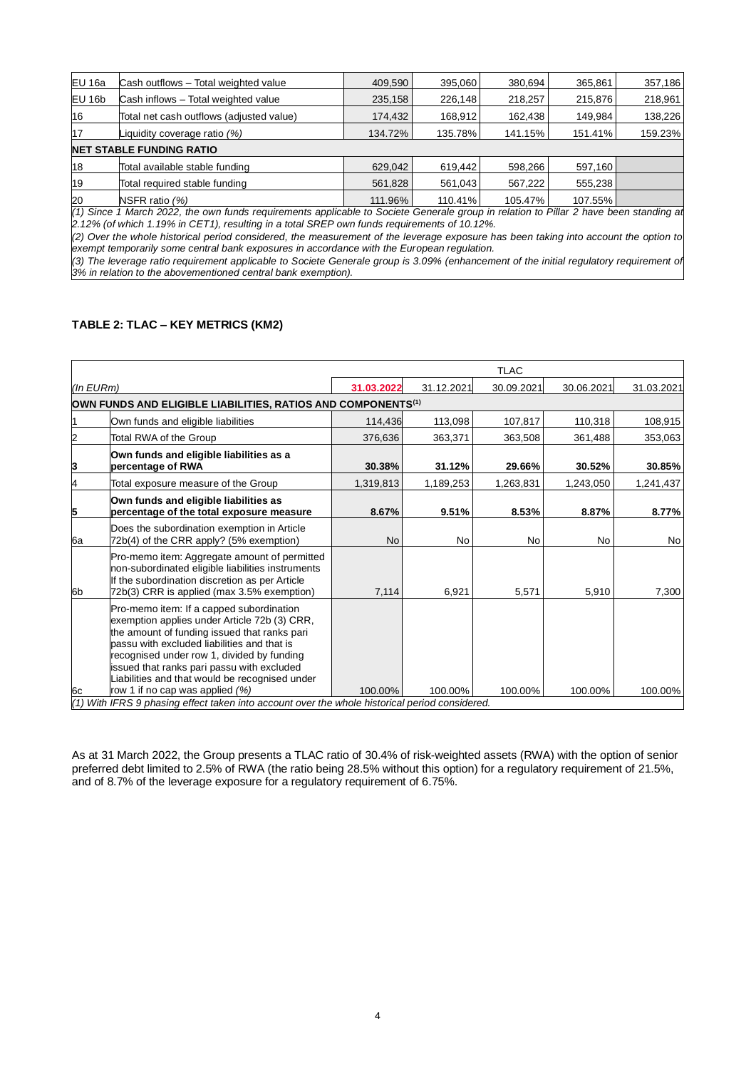| | | | | | | |
|---|---|---|---|---|---|---|
| EU 16a | Cash outflows – Total weighted value | 409,590 | 395,060 | 380,694 | 365,861 | 357,186 |
| EU 16b | Cash inflows – Total weighted value | 235,158 | 226,148 | 218,257 | 215,876 | 218,961 |
| 16 | Total net cash outflows (adjusted value) | 174,432 | 168,912 | 162,438 | 149,984 | 138,226 |
| 17 | Liquidity coverage ratio *(%)* | 134.72% | 135.78% | 141.15% | 151.41% | 159.23% |
| **NET STABLE FUNDING RATIO** | | | | | | |
| 18 | Total available stable funding | 629,042 | 619,442 | 598,266 | 597,160 | |
| 19 | Total required stable funding | 561,828 | 561,043 | 567,222 | 555,238 | |
| 20 | NSFR ratio *(%)* | 111.96% | 110.41% | 105.47% | 107.55% | |

*(1) Since 1 March 2022, the own funds requirements applicable to Societe Generale group in relation to Pillar 2 have been standing at 2.12% (of which 1.19% in CET1), resulting in a total SREP own funds requirements of 10.12%.*

*(2) Over the whole historical period considered, the measurement of the leverage exposure has been taking into account the option to exempt temporarily some central bank exposures in accordance with the European regulation.*

*(3) The leverage ratio requirement applicable to Societe Generale group is 3.09% (enhancement of the initial regulatory requirement of 3% in relation to the abovementioned central bank exemption).*

### TABLE 2: TLAC – KEY METRICS (KM2)

| | | TLAC | | | | |
|---|---|---|---|---|---|---|
| *(In EURm)* | | 31.03.2022 | 31.12.2021 | 30.09.2021 | 30.06.2021 | 31.03.2021 |
| **OWN FUNDS AND ELIGIBLE LIABILITIES, RATIOS AND COMPONENTS[1]** | | | | | | |
| 1 | Own funds and eligible liabilities | 114,436 | 113,098 | 107,817 | 110,318 | 108,915 |
| 2 | Total RWA of the Group | 376,636 | 363,371 | 363,508 | 361,488 | 353,063 |
| **3** | **Own funds and eligible liabilities as a percentage of RWA** | **30.38%** | **31.12%** | **29.66%** | **30.52%** | **30.85%** |
| 4 | Total exposure measure of the Group | 1,319,813 | 1,189,253 | 1,263,831 | 1,243,050 | 1,241,437 |
| **5** | **Own funds and eligible liabilities as percentage of the total exposure measure** | **8.67%** | **9.51%** | **8.53%** | **8.87%** | **8.77%** |
| 6a | Does the subordination exemption in Article 72b(4) of the CRR apply? (5% exemption) | No | No | No | No | No |
| 6b | Pro-memo item: Aggregate amount of permitted non-subordinated eligible liabilities instruments If the subordination discretion as per Article 72b(3) CRR is applied (max 3.5% exemption) | 7,114 | 6,921 | 5,571 | 5,910 | 7,300 |
| 6c | Pro-memo item: If a capped subordination exemption applies under Article 72b (3) CRR, the amount of funding issued that ranks pari passu with excluded liabilities and that is recognised under row 1, divided by funding issued that ranks pari passu with excluded Liabilities and that would be recognised under row 1 if no cap was applied *(%)* | 100.00% | 100.00% | 100.00% | 100.00% | 100.00% |

*(1) With IFRS 9 phasing effect taken into account over the whole historical period considered.*

As at 31 March 2022, the Group presents a TLAC ratio of 30.4% of risk-weighted assets (RWA) with the option of senior preferred debt limited to 2.5% of RWA (the ratio being 28.5% without this option) for a regulatory requirement of 21.5%, and of 8.7% of the leverage exposure for a regulatory requirement of 6.75%.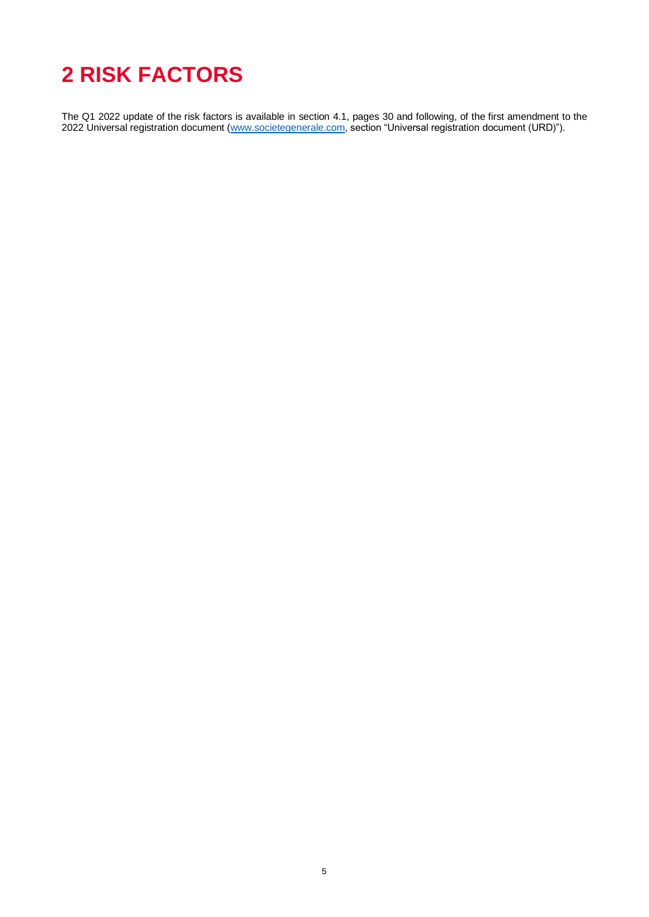# 2 RISK FACTORS

The Q1 2022 update of the risk factors is available in section 4.1, pages 30 and following, of the first amendment to the 2022 Universal registration document (www.societegenerale.com, section "Universal registration document (URD)").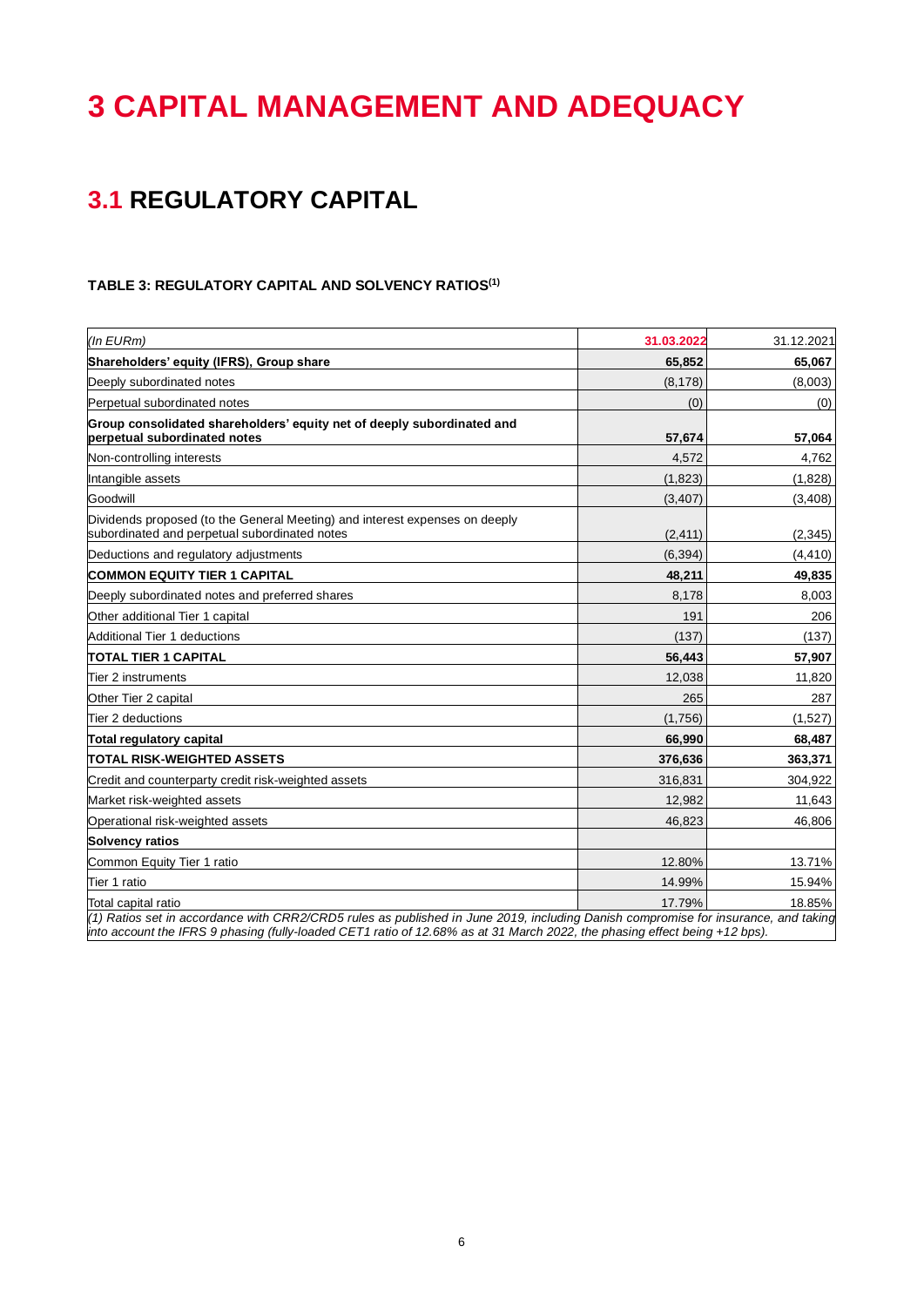# 3 CAPITAL MANAGEMENT AND ADEQUACY

## 3.1 REGULATORY CAPITAL

#### TABLE 3: REGULATORY CAPITAL AND SOLVENCY RATIOS(1)

| *(In EURm)* | 31.03.2022 | 31.12.2021 |
|---|---|---|
| **Shareholders' equity (IFRS), Group share** | **65,852** | **65,067** |
| Deeply subordinated notes | (8,178) | (8,003) |
| Perpetual subordinated notes | (0) | (0) |
| **Group consolidated shareholders' equity net of deeply subordinated and perpetual subordinated notes** | **57,674** | **57,064** |
| Non-controlling interests | 4,572 | 4,762 |
| Intangible assets | (1,823) | (1,828) |
| Goodwill | (3,407) | (3,408) |
| Dividends proposed (to the General Meeting) and interest expenses on deeply subordinated and perpetual subordinated notes | (2,411) | (2,345) |
| Deductions and regulatory adjustments | (6,394) | (4,410) |
| **COMMON EQUITY TIER 1 CAPITAL** | **48,211** | **49,835** |
| Deeply subordinated notes and preferred shares | 8,178 | 8,003 |
| Other additional Tier 1 capital | 191 | 206 |
| Additional Tier 1 deductions | (137) | (137) |
| **TOTAL TIER 1 CAPITAL** | **56,443** | **57,907** |
| Tier 2 instruments | 12,038 | 11,820 |
| Other Tier 2 capital | 265 | 287 |
| Tier 2 deductions | (1,756) | (1,527) |
| **Total regulatory capital** | **66,990** | **68,487** |
| **TOTAL RISK-WEIGHTED ASSETS** | **376,636** | **363,371** |
| Credit and counterparty credit risk-weighted assets | 316,831 | 304,922 |
| Market risk-weighted assets | 12,982 | 11,643 |
| Operational risk-weighted assets | 46,823 | 46,806 |
| **Solvency ratios** | | |
| Common Equity Tier 1 ratio | 12.80% | 13.71% |
| Tier 1 ratio | 14.99% | 15.94% |
| Total capital ratio | 17.79% | 18.85% |

*(1) Ratios set in accordance with CRR2/CRD5 rules as published in June 2019, including Danish compromise for insurance, and taking into account the IFRS 9 phasing (fully-loaded CET1 ratio of 12.68% as at 31 March 2022, the phasing effect being +12 bps).*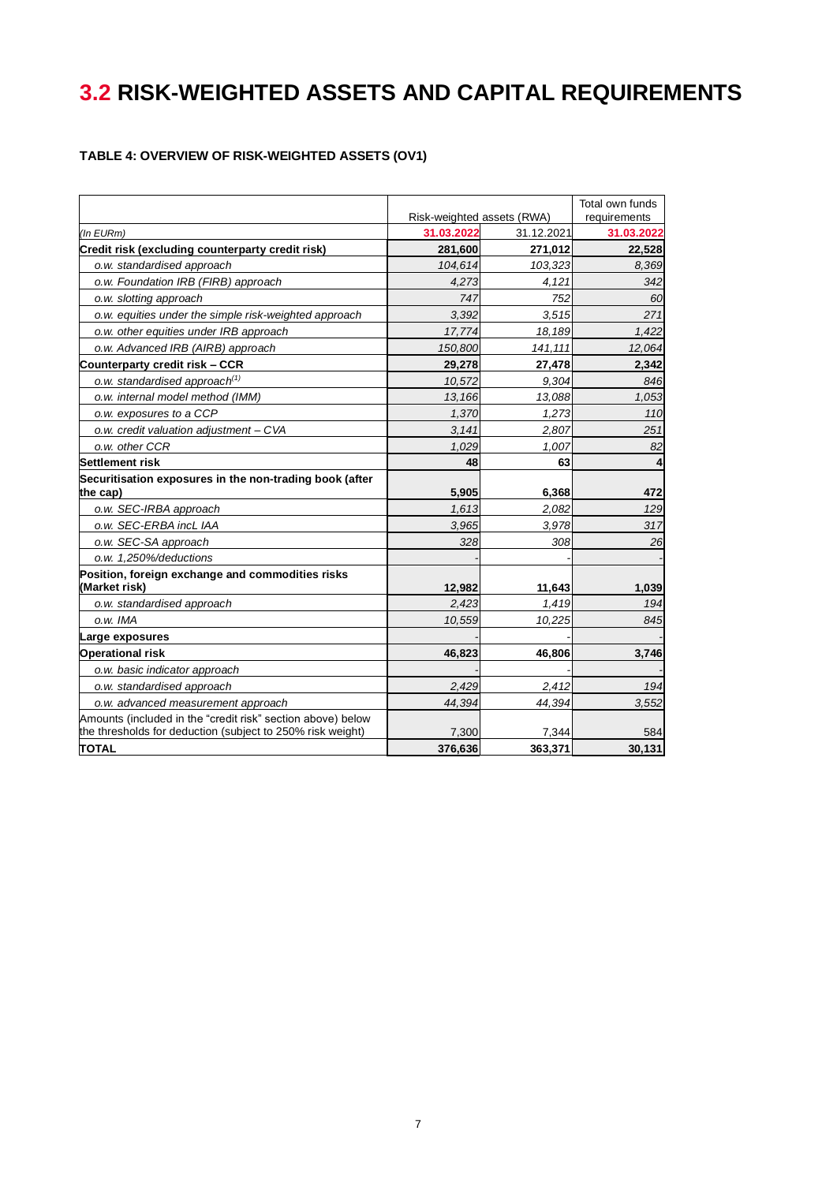# 3.2 RISK-WEIGHTED ASSETS AND CAPITAL REQUIREMENTS

### TABLE 4: OVERVIEW OF RISK-WEIGHTED ASSETS (OV1)

| | Risk-weighted assets (RWA) | | Total own funds requirements |
|---|---|---|---|
| *(In EURm)* | **31.03.2022** | 31.12.2021 | **31.03.2022** |
| **Credit risk (excluding counterparty credit risk)** | **281,600** | **271,012** | **22,528** |
| *o.w. standardised approach* | *104,614* | *103,323* | *8,369* |
| *o.w. Foundation IRB (FIRB) approach* | *4,273* | *4,121* | *342* |
| *o.w. slotting approach* | *747* | *752* | *60* |
| *o.w. equities under the simple risk-weighted approach* | *3,392* | *3,515* | *271* |
| *o.w. other equities under IRB approach* | *17,774* | *18,189* | *1,422* |
| *o.w. Advanced IRB (AIRB) approach* | *150,800* | *141,111* | *12,064* |
| **Counterparty credit risk – CCR** | **29,278** | **27,478** | **2,342** |
| *o.w. standardised approach[(1)]* | *10,572* | *9,304* | *846* |
| *o.w. internal model method (IMM)* | *13,166* | *13,088* | *1,053* |
| *o.w. exposures to a CCP* | *1,370* | *1,273* | *110* |
| *o.w. credit valuation adjustment – CVA* | *3,141* | *2,807* | *251* |
| *o.w. other CCR* | *1,029* | *1,007* | *82* |
| **Settlement risk** | **48** | **63** | **4** |
| **Securitisation exposures in the non-trading book (after the cap)** | **5,905** | **6,368** | **472** |
| *o.w. SEC-IRBA approach* | *1,613* | *2,082* | *129* |
| *o.w. SEC-ERBA incL IAA* | *3,965* | *3,978* | *317* |
| *o.w. SEC-SA approach* | *328* | *308* | *26* |
| *o.w. 1,250%/deductions* | - | - | - |
| **Position, foreign exchange and commodities risks (Market risk)** | **12,982** | **11,643** | **1,039** |
| *o.w. standardised approach* | *2,423* | *1,419* | *194* |
| *o.w. IMA* | *10,559* | *10,225* | *845* |
| **Large exposures** | - | - | - |
| **Operational risk** | **46,823** | **46,806** | **3,746** |
| *o.w. basic indicator approach* | - | - | - |
| *o.w. standardised approach* | *2,429* | *2,412* | *194* |
| *o.w. advanced measurement approach* | *44,394* | *44,394* | *3,552* |
| Amounts (included in the "credit risk" section above) below the thresholds for deduction (subject to 250% risk weight) | 7,300 | 7,344 | 584 |
| **TOTAL** | **376,636** | **363,371** | **30,131** |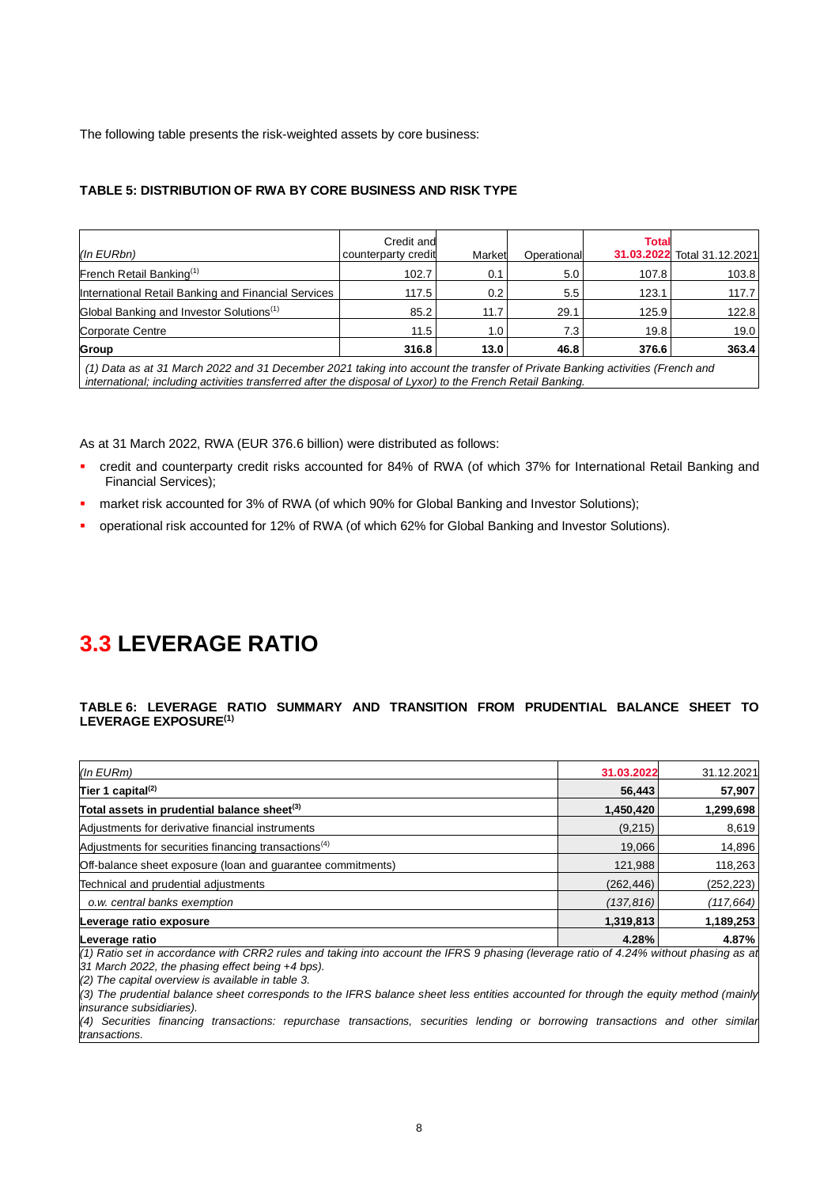The following table presents the risk-weighted assets by core business:

**TABLE 5: DISTRIBUTION OF RWA BY CORE BUSINESS AND RISK TYPE**

| (In EURbn) | Credit and counterparty credit | Market | Operational | Total 31.03.2022 | Total 31.12.2021 |
|---|---|---|---|---|---|
| French Retail Banking[1] | 102.7 | 0.1 | 5.0 | 107.8 | 103.8 |
| International Retail Banking and Financial Services | 117.5 | 0.2 | 5.5 | 123.1 | 117.7 |
| Global Banking and Investor Solutions[1] | 85.2 | 11.7 | 29.1 | 125.9 | 122.8 |
| Corporate Centre | 11.5 | 1.0 | 7.3 | 19.8 | 19.0 |
| **Group** | **316.8** | **13.0** | **46.8** | **376.6** | **363.4** |

*(1) Data as at 31 March 2022 and 31 December 2021 taking into account the transfer of Private Banking activities (French and international; including activities transferred after the disposal of Lyxor) to the French Retail Banking.*

As at 31 March 2022, RWA (EUR 376.6 billion) were distributed as follows:

- credit and counterparty credit risks accounted for 84% of RWA (of which 37% for International Retail Banking and Financial Services);
- market risk accounted for 3% of RWA (of which 90% for Global Banking and Investor Solutions);
- operational risk accounted for 12% of RWA (of which 62% for Global Banking and Investor Solutions).

## 3.3 LEVERAGE RATIO

**TABLE 6: LEVERAGE RATIO SUMMARY AND TRANSITION FROM PRUDENTIAL BALANCE SHEET TO LEVERAGE EXPOSURE[1]**

| (In EURm) | 31.03.2022 | 31.12.2021 |
|---|---|---|
| **Tier 1 capital[2]** | **56,443** | **57,907** |
| **Total assets in prudential balance sheet[3]** | **1,450,420** | **1,299,698** |
| Adjustments for derivative financial instruments | (9,215) | 8,619 |
| Adjustments for securities financing transactions[4] | 19,066 | 14,896 |
| Off-balance sheet exposure (loan and guarantee commitments) | 121,988 | 118,263 |
| Technical and prudential adjustments | (262,446) | (252,223) |
| *o.w. central banks exemption* | *(137,816)* | *(117,664)* |
| **Leverage ratio exposure** | **1,319,813** | **1,189,253** |
| **Leverage ratio** | **4.28%** | **4.87%** |

*(1) Ratio set in accordance with CRR2 rules and taking into account the IFRS 9 phasing (leverage ratio of 4.24% without phasing as at 31 March 2022, the phasing effect being +4 bps).*
*(2) The capital overview is available in table 3.*
*(3) The prudential balance sheet corresponds to the IFRS balance sheet less entities accounted for through the equity method (mainly insurance subsidiaries).*
*(4) Securities financing transactions: repurchase transactions, securities lending or borrowing transactions and other similar transactions.*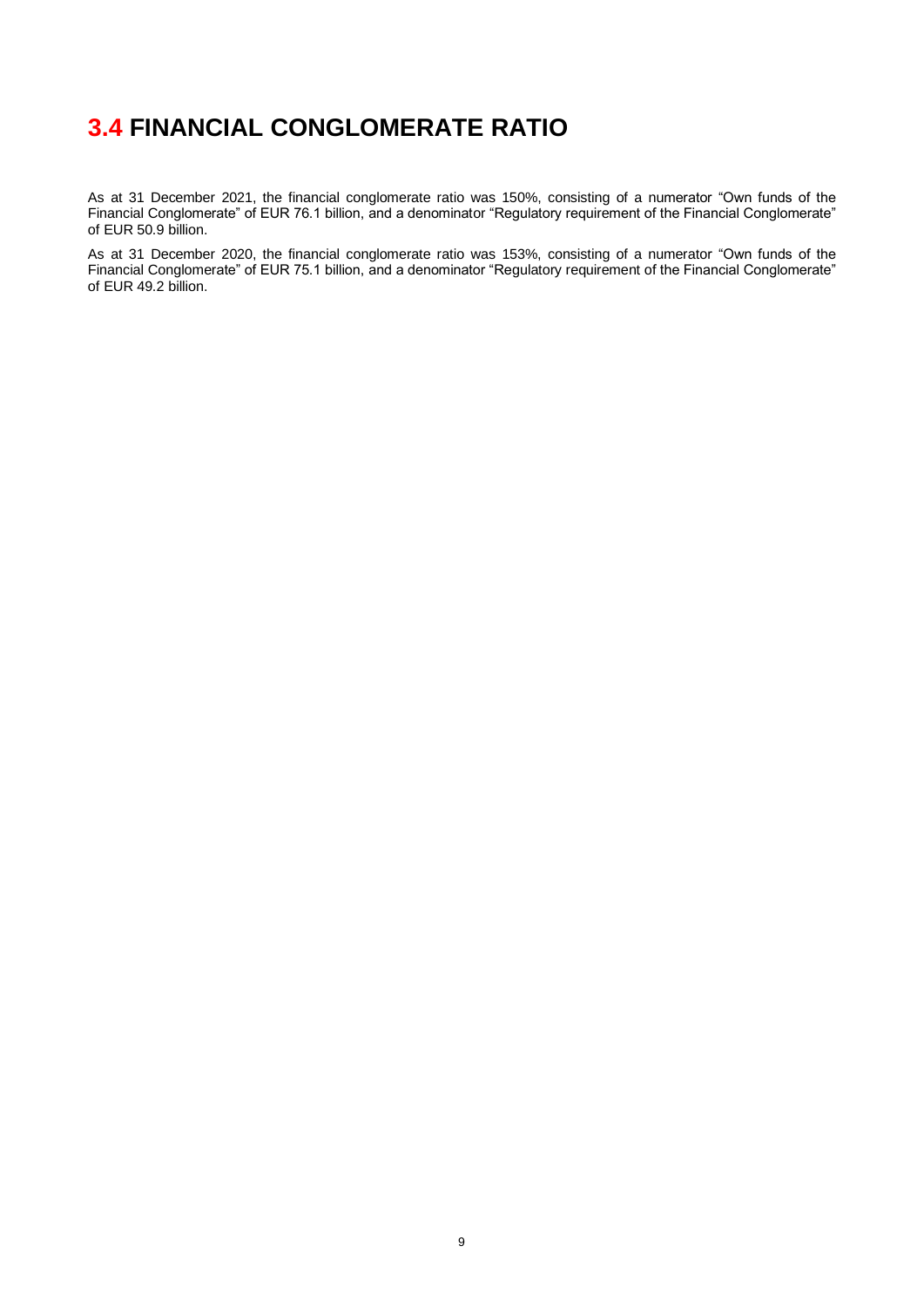## 3.4 FINANCIAL CONGLOMERATE RATIO

As at 31 December 2021, the financial conglomerate ratio was 150%, consisting of a numerator "Own funds of the Financial Conglomerate" of EUR 76.1 billion, and a denominator "Regulatory requirement of the Financial Conglomerate" of EUR 50.9 billion.

As at 31 December 2020, the financial conglomerate ratio was 153%, consisting of a numerator "Own funds of the Financial Conglomerate" of EUR 75.1 billion, and a denominator "Regulatory requirement of the Financial Conglomerate" of EUR 49.2 billion.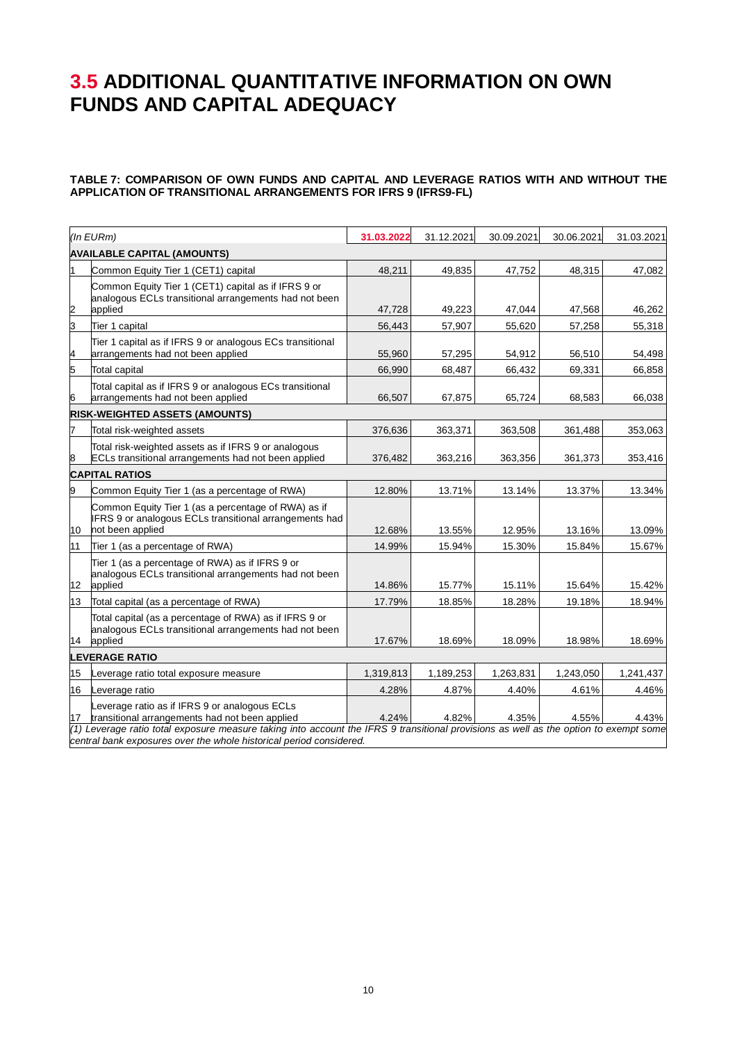# 3.5 ADDITIONAL QUANTITATIVE INFORMATION ON OWN FUNDS AND CAPITAL ADEQUACY

**TABLE 7: COMPARISON OF OWN FUNDS AND CAPITAL AND LEVERAGE RATIOS WITH AND WITHOUT THE APPLICATION OF TRANSITIONAL ARRANGEMENTS FOR IFRS 9 (IFRS9-FL)**

| | *(In EURm)* | 31.03.2022 | 31.12.2021 | 30.09.2021 | 30.06.2021 | 31.03.2021 |
|---|---|---|---|---|---|---|
| | **AVAILABLE CAPITAL (AMOUNTS)** | | | | | |
| 1 | Common Equity Tier 1 (CET1) capital | 48,211 | 49,835 | 47,752 | 48,315 | 47,082 |
| 2 | Common Equity Tier 1 (CET1) capital as if IFRS 9 or analogous ECLs transitional arrangements had not been applied | 47,728 | 49,223 | 47,044 | 47,568 | 46,262 |
| 3 | Tier 1 capital | 56,443 | 57,907 | 55,620 | 57,258 | 55,318 |
| 4 | Tier 1 capital as if IFRS 9 or analogous ECs transitional arrangements had not been applied | 55,960 | 57,295 | 54,912 | 56,510 | 54,498 |
| 5 | Total capital | 66,990 | 68,487 | 66,432 | 69,331 | 66,858 |
| 6 | Total capital as if IFRS 9 or analogous ECs transitional arrangements had not been applied | 66,507 | 67,875 | 65,724 | 68,583 | 66,038 |
| | **RISK-WEIGHTED ASSETS (AMOUNTS)** | | | | | |
| 7 | Total risk-weighted assets | 376,636 | 363,371 | 363,508 | 361,488 | 353,063 |
| 8 | Total risk-weighted assets as if IFRS 9 or analogous ECLs transitional arrangements had not been applied | 376,482 | 363,216 | 363,356 | 361,373 | 353,416 |
| | **CAPITAL RATIOS** | | | | | |
| 9 | Common Equity Tier 1 (as a percentage of RWA) | 12.80% | 13.71% | 13.14% | 13.37% | 13.34% |
| 10 | Common Equity Tier 1 (as a percentage of RWA) as if IFRS 9 or analogous ECLs transitional arrangements had not been applied | 12.68% | 13.55% | 12.95% | 13.16% | 13.09% |
| 11 | Tier 1 (as a percentage of RWA) | 14.99% | 15.94% | 15.30% | 15.84% | 15.67% |
| 12 | Tier 1 (as a percentage of RWA) as if IFRS 9 or analogous ECLs transitional arrangements had not been applied | 14.86% | 15.77% | 15.11% | 15.64% | 15.42% |
| 13 | Total capital (as a percentage of RWA) | 17.79% | 18.85% | 18.28% | 19.18% | 18.94% |
| 14 | Total capital (as a percentage of RWA) as if IFRS 9 or analogous ECLs transitional arrangements had not been applied | 17.67% | 18.69% | 18.09% | 18.98% | 18.69% |
| | **LEVERAGE RATIO** | | | | | |
| 15 | Leverage ratio total exposure measure | 1,319,813 | 1,189,253 | 1,263,831 | 1,243,050 | 1,241,437 |
| 16 | Leverage ratio | 4.28% | 4.87% | 4.40% | 4.61% | 4.46% |
| 17 | Leverage ratio as if IFRS 9 or analogous ECLs transitional arrangements had not been applied | 4.24% | 4.82% | 4.35% | 4.55% | 4.43% |

*(1) Leverage ratio total exposure measure taking into account the IFRS 9 transitional provisions as well as the option to exempt some central bank exposures over the whole historical period considered.*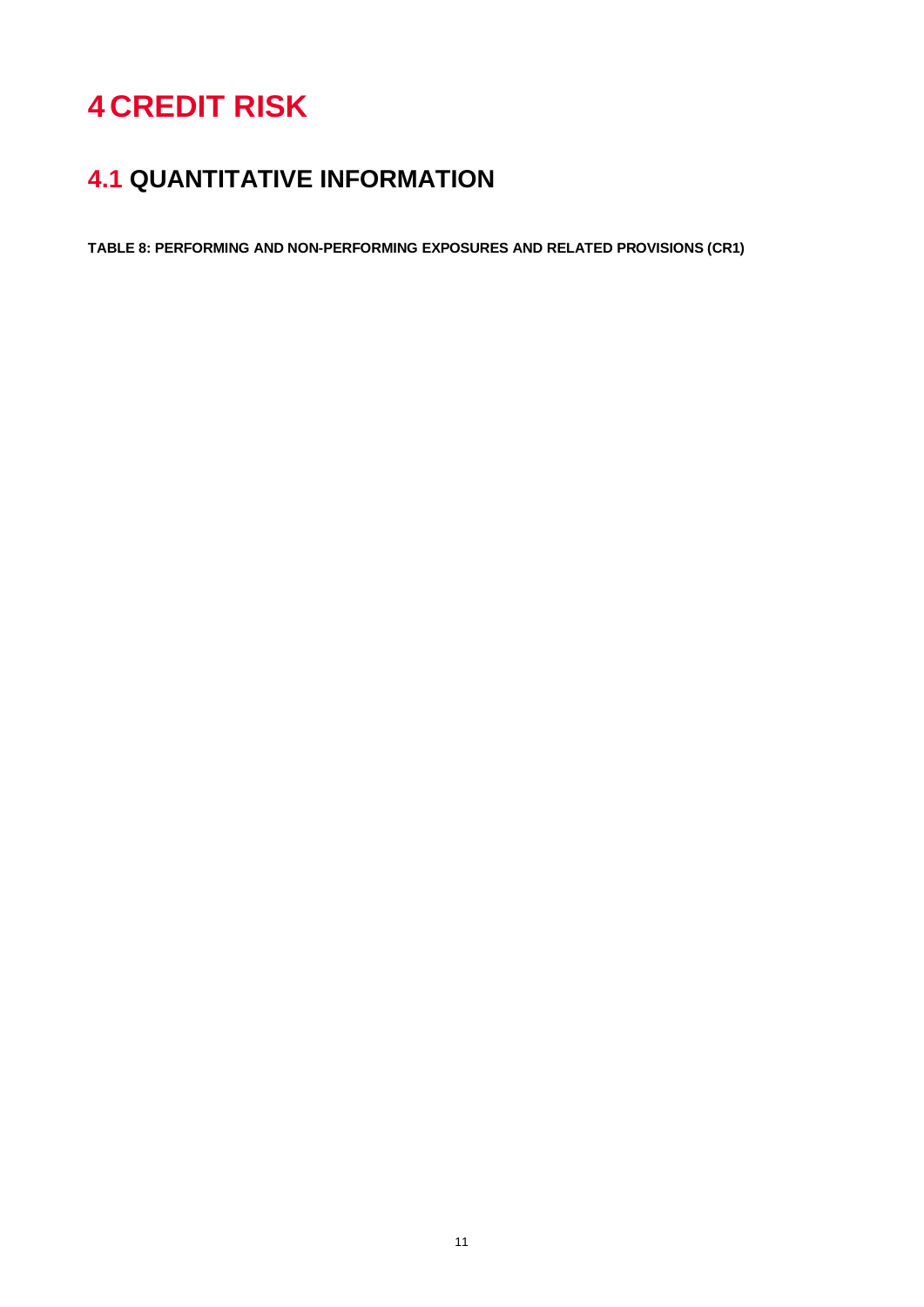# 4 CREDIT RISK

## 4.1 QUANTITATIVE INFORMATION

**TABLE 8: PERFORMING AND NON-PERFORMING EXPOSURES AND RELATED PROVISIONS (CR1)**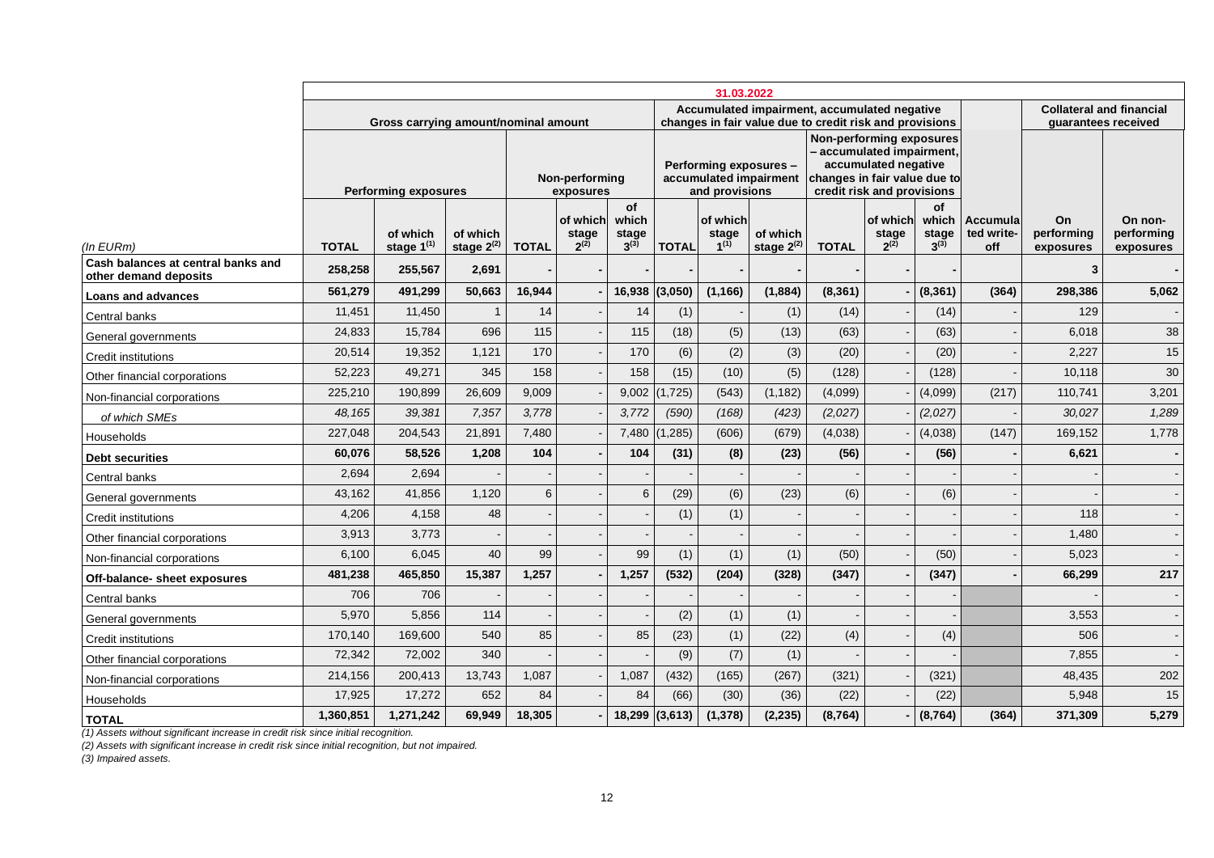| (In EURm) | 31.03.2022 | | | | | | | | | | | | | | |
|---|---|---|---|---|---|---|---|---|---|---|---|---|---|---|---|
| | Gross carrying amount/nominal amount | | | | | | Accumulated impairment, accumulated negative changes in fair value due to credit risk and provisions | | | | | | | Collateral and financial guarantees received | |
| | Performing exposures | | | Non-performing exposures | | | Performing exposures – accumulated impairment and provisions | | | Non-performing exposures – accumulated impairment, accumulated negative changes in fair value due to credit risk and provisions | | | | | |
| | TOTAL | of which stage 1[(1)] | of which stage 2[(2)] | TOTAL | of which stage 2[(2)] | of which stage 3[(3)] | TOTAL | of which stage 1[(1)] | of which stage 2[(2)] | TOTAL | of which stage 2[(2)] | of which stage 3[(3)] | Accumulated write-off | On performing exposures | On non-performing exposures |
| **Cash balances at central banks and other demand deposits** | **258,258** | **255,567** | **2,691** | **-** | **-** | **-** | **-** | **-** | **-** | **-** | **-** | **-** | | **3** | **-** |
| **Loans and advances** | **561,279** | **491,299** | **50,663** | **16,944** | **-** | **16,938** | **(3,050)** | **(1,166)** | **(1,884)** | **(8,361)** | **-** | **(8,361)** | **(364)** | **298,386** | **5,062** |
| Central banks | 11,451 | 11,450 | 1 | 14 | - | 14 | (1) | - | (1) | (14) | - | (14) | - | 129 | - |
| General governments | 24,833 | 15,784 | 696 | 115 | - | 115 | (18) | (5) | (13) | (63) | - | (63) | - | 6,018 | 38 |
| Credit institutions | 20,514 | 19,352 | 1,121 | 170 | - | 170 | (6) | (2) | (3) | (20) | - | (20) | - | 2,227 | 15 |
| Other financial corporations | 52,223 | 49,271 | 345 | 158 | - | 158 | (15) | (10) | (5) | (128) | - | (128) | - | 10,118 | 30 |
| Non-financial corporations | 225,210 | 190,899 | 26,609 | 9,009 | - | 9,002 | (1,725) | (543) | (1,182) | (4,099) | - | (4,099) | (217) | 110,741 | 3,201 |
| *of which SMEs* | *48,165* | *39,381* | *7,357* | *3,778* | - | *3,772* | *(590)* | *(168)* | *(423)* | *(2,027)* | - | *(2,027)* | - | *30,027* | *1,289* |
| Households | 227,048 | 204,543 | 21,891 | 7,480 | - | 7,480 | (1,285) | (606) | (679) | (4,038) | - | (4,038) | (147) | 169,152 | 1,778 |
| **Debt securities** | **60,076** | **58,526** | **1,208** | **104** | **-** | **104** | **(31)** | **(8)** | **(23)** | **(56)** | **-** | **(56)** | **-** | **6,621** | **-** |
| Central banks | 2,694 | 2,694 | - | - | - | - | - | - | - | - | - | - | - | - | - |
| General governments | 43,162 | 41,856 | 1,120 | 6 | - | 6 | (29) | (6) | (23) | (6) | - | (6) | - | - | - |
| Credit institutions | 4,206 | 4,158 | 48 | - | - | - | (1) | (1) | - | - | - | - | - | 118 | - |
| Other financial corporations | 3,913 | 3,773 | - | - | - | - | - | - | - | - | - | - | - | 1,480 | - |
| Non-financial corporations | 6,100 | 6,045 | 40 | 99 | - | 99 | (1) | (1) | (1) | (50) | - | (50) | - | 5,023 | - |
| **Off-balance- sheet exposures** | **481,238** | **465,850** | **15,387** | **1,257** | **-** | **1,257** | **(532)** | **(204)** | **(328)** | **(347)** | **-** | **(347)** | **-** | **66,299** | **217** |
| Central banks | 706 | 706 | - | - | - | - | - | - | - | - | - | - | | - | - |
| General governments | 5,970 | 5,856 | 114 | - | - | - | (2) | (1) | (1) | - | - | - | | 3,553 | - |
| Credit institutions | 170,140 | 169,600 | 540 | 85 | - | 85 | (23) | (1) | (22) | (4) | - | (4) | | 506 | - |
| Other financial corporations | 72,342 | 72,002 | 340 | - | - | - | (9) | (7) | (1) | - | - | - | | 7,855 | - |
| Non-financial corporations | 214,156 | 200,413 | 13,743 | 1,087 | - | 1,087 | (432) | (165) | (267) | (321) | - | (321) | | 48,435 | 202 |
| Households | 17,925 | 17,272 | 652 | 84 | - | 84 | (66) | (30) | (36) | (22) | - | (22) | | 5,948 | 15 |
| **TOTAL** | **1,360,851** | **1,271,242** | **69,949** | **18,305** | **-** | **18,299** | **(3,613)** | **(1,378)** | **(2,235)** | **(8,764)** | **-** | **(8,764)** | **(364)** | **371,309** | **5,279** |

*(1) Assets without significant increase in credit risk since initial recognition.*

*(2) Assets with significant increase in credit risk since initial recognition, but not impaired.*

*(3) Impaired assets.*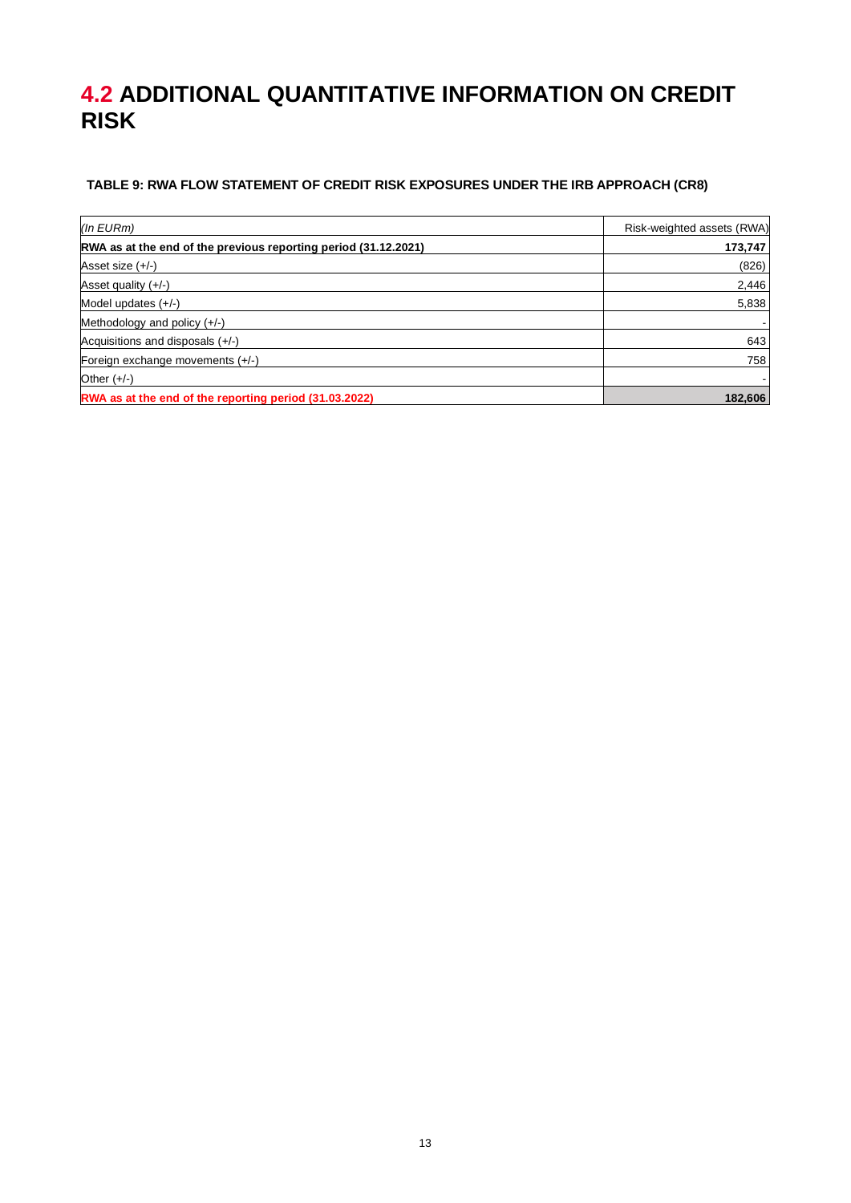# 4.2 ADDITIONAL QUANTITATIVE INFORMATION ON CREDIT RISK

**TABLE 9: RWA FLOW STATEMENT OF CREDIT RISK EXPOSURES UNDER THE IRB APPROACH (CR8)**

| *(In EURm)* | Risk-weighted assets (RWA) |
|---|---|
| **RWA as at the end of the previous reporting period (31.12.2021)** | **173,747** |
| Asset size (+/-) | (826) |
| Asset quality (+/-) | 2,446 |
| Model updates (+/-) | 5,838 |
| Methodology and policy (+/-) | - |
| Acquisitions and disposals (+/-) | 643 |
| Foreign exchange movements (+/-) | 758 |
| Other (+/-) | - |
| **RWA as at the end of the reporting period (31.03.2022)** | **182,606** |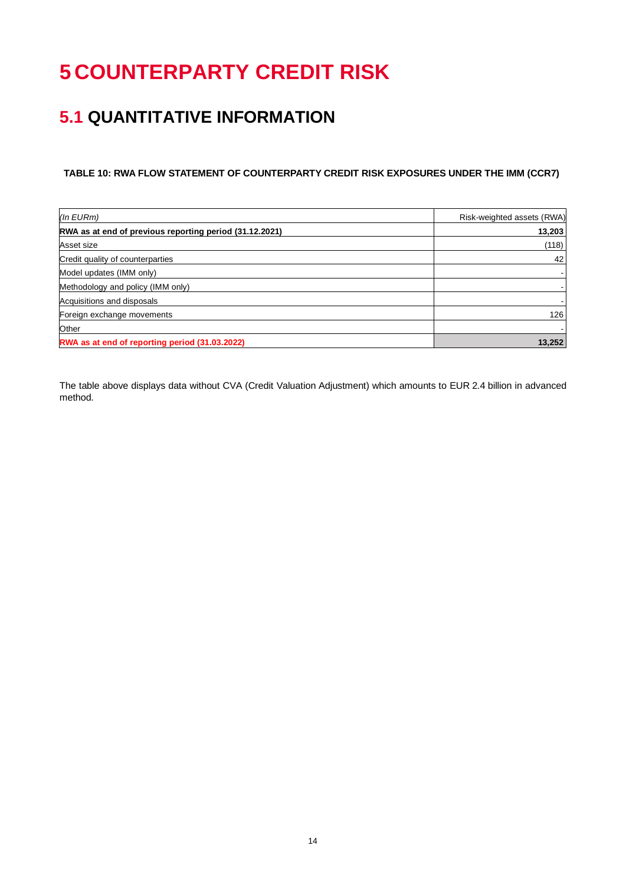# 5 COUNTERPARTY CREDIT RISK

## 5.1 QUANTITATIVE INFORMATION

**TABLE 10: RWA FLOW STATEMENT OF COUNTERPARTY CREDIT RISK EXPOSURES UNDER THE IMM (CCR7)**

| *(In EURm)* | Risk-weighted assets (RWA) |
|---|---|
| **RWA as at end of previous reporting period (31.12.2021)** | **13,203** |
| Asset size | (118) |
| Credit quality of counterparties | 42 |
| Model updates (IMM only) | - |
| Methodology and policy (IMM only) | - |
| Acquisitions and disposals | - |
| Foreign exchange movements | 126 |
| Other | - |
| **RWA as at end of reporting period (31.03.2022)** | **13,252** |

The table above displays data without CVA (Credit Valuation Adjustment) which amounts to EUR 2.4 billion in advanced method.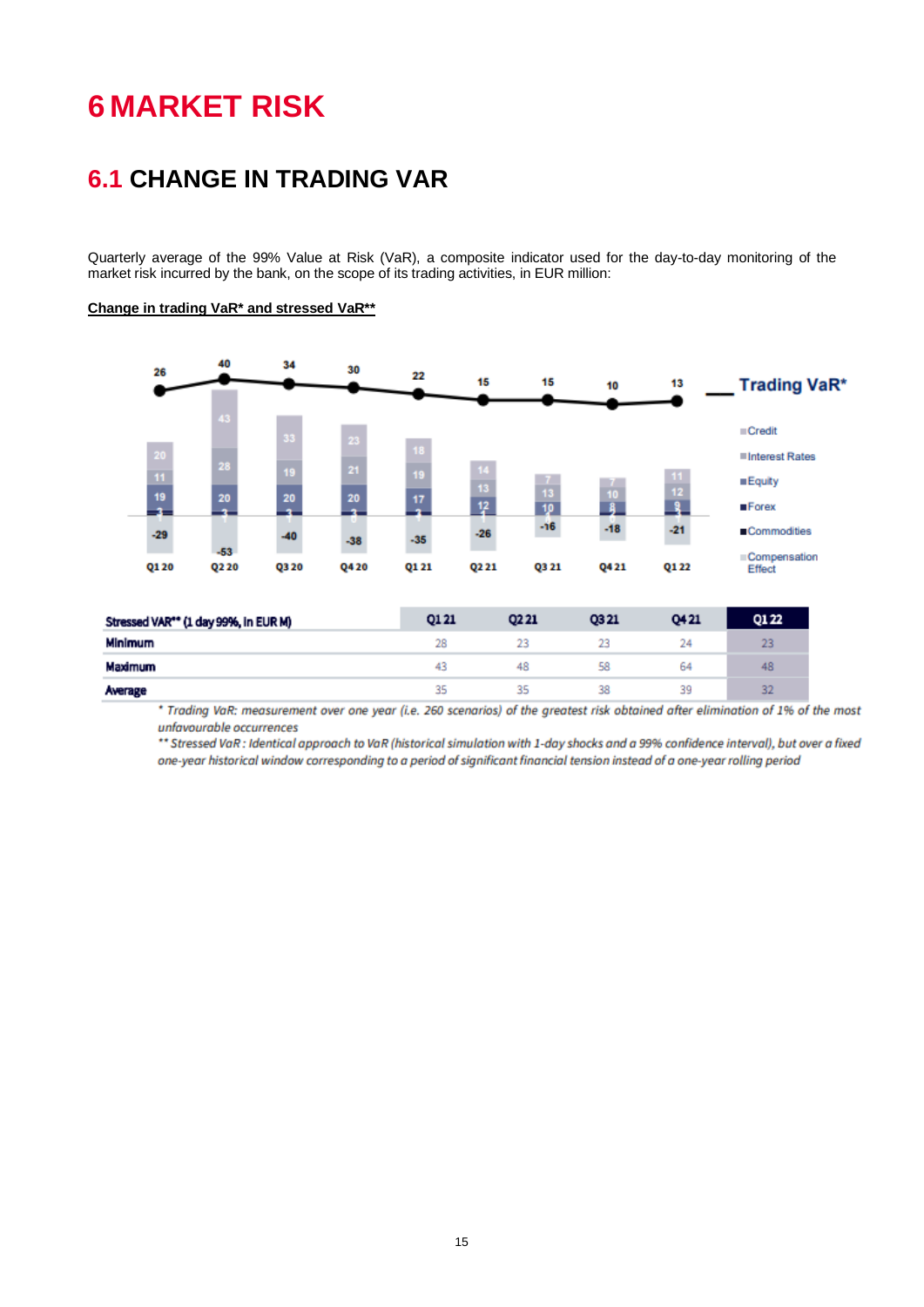// 6 MARKET RISK

## 6.1 CHANGE IN TRADING VAR

Quarterly average of the 99% Value at Risk (VaR), a composite indicator used for the day-to-day monitoring of the market risk incurred by the bank, on the scope of its trading activities, in EUR million:

**Change in trading VaR* and stressed VaR****

| Quarter | Q1 20 | Q2 20 | Q3 20 | Q4 20 | Q1 21 | Q2 21 | Q3 21 | Q4 21 | Q1 22 |
|---|---|---|---|---|---|---|---|---|---|
| Trading VaR* | 26 | 40 | 34 | 30 | 22 | 15 | 15 | 10 | 13 |

| Stressed VAR** (1 day 99%, in EUR M) | Q1 21 | Q2 21 | Q3 21 | Q4 21 | Q1 22 |
|---|---|---|---|---|---|
| Minimum | 28 | 23 | 23 | 24 | 23 |
| Maximum | 43 | 48 | 58 | 64 | 48 |
| Average | 35 | 35 | 38 | 39 | 32 |

*\* Trading VaR: measurement over one year (i.e. 260 scenarios) of the greatest risk obtained after elimination of 1% of the most unfavourable occurrences*

*\*\* Stressed VaR : Identical approach to VaR (historical simulation with 1-day shocks and a 99% confidence interval), but over a fixed one-year historical window corresponding to a period of significant financial tension instead of a one-year rolling period*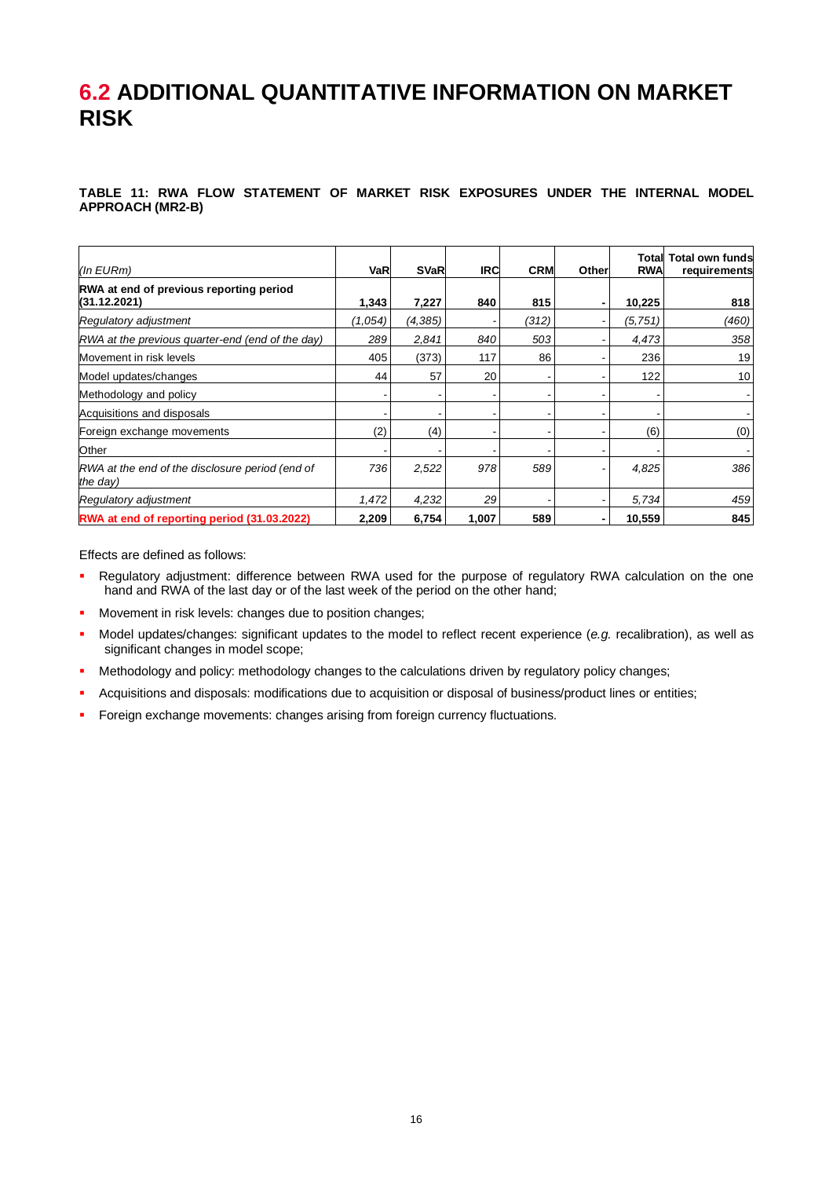# 6.2 ADDITIONAL QUANTITATIVE INFORMATION ON MARKET RISK

**TABLE 11: RWA FLOW STATEMENT OF MARKET RISK EXPOSURES UNDER THE INTERNAL MODEL APPROACH (MR2-B)**

| *(In EURm)* | VaR | SVaR | IRC | CRM | Other | Total RWA | Total own funds requirements |
|---|---|---|---|---|---|---|---|
| **RWA at end of previous reporting period (31.12.2021)** | **1,343** | **7,227** | **840** | **815** | **-** | **10,225** | **818** |
| *Regulatory adjustment* | *(1,054)* | *(4,385)* | - | *(312)* | - | *(5,751)* | *(460)* |
| *RWA at the previous quarter-end (end of the day)* | *289* | *2,841* | *840* | *503* | - | *4,473* | *358* |
| Movement in risk levels | 405 | (373) | 117 | 86 | - | 236 | 19 |
| Model updates/changes | 44 | 57 | 20 | - | - | 122 | 10 |
| Methodology and policy | - | - | - | - | - | - | - |
| Acquisitions and disposals | - | - | - | - | - | - | - |
| Foreign exchange movements | (2) | (4) | - | - | - | (6) | (0) |
| Other | - | - | - | - | - | - | - |
| *RWA at the end of the disclosure period (end of the day)* | *736* | *2,522* | *978* | *589* | - | *4,825* | *386* |
| *Regulatory adjustment* | *1,472* | *4,232* | *29* | - | - | *5,734* | *459* |
| **RWA at end of reporting period (31.03.2022)** | **2,209** | **6,754** | **1,007** | **589** | **-** | **10,559** | **845** |

Effects are defined as follows:

- Regulatory adjustment: difference between RWA used for the purpose of regulatory RWA calculation on the one hand and RWA of the last day or of the last week of the period on the other hand;
- Movement in risk levels: changes due to position changes;
- Model updates/changes: significant updates to the model to reflect recent experience (*e.g.* recalibration), as well as significant changes in model scope;
- Methodology and policy: methodology changes to the calculations driven by regulatory policy changes;
- Acquisitions and disposals: modifications due to acquisition or disposal of business/product lines or entities;
- Foreign exchange movements: changes arising from foreign currency fluctuations.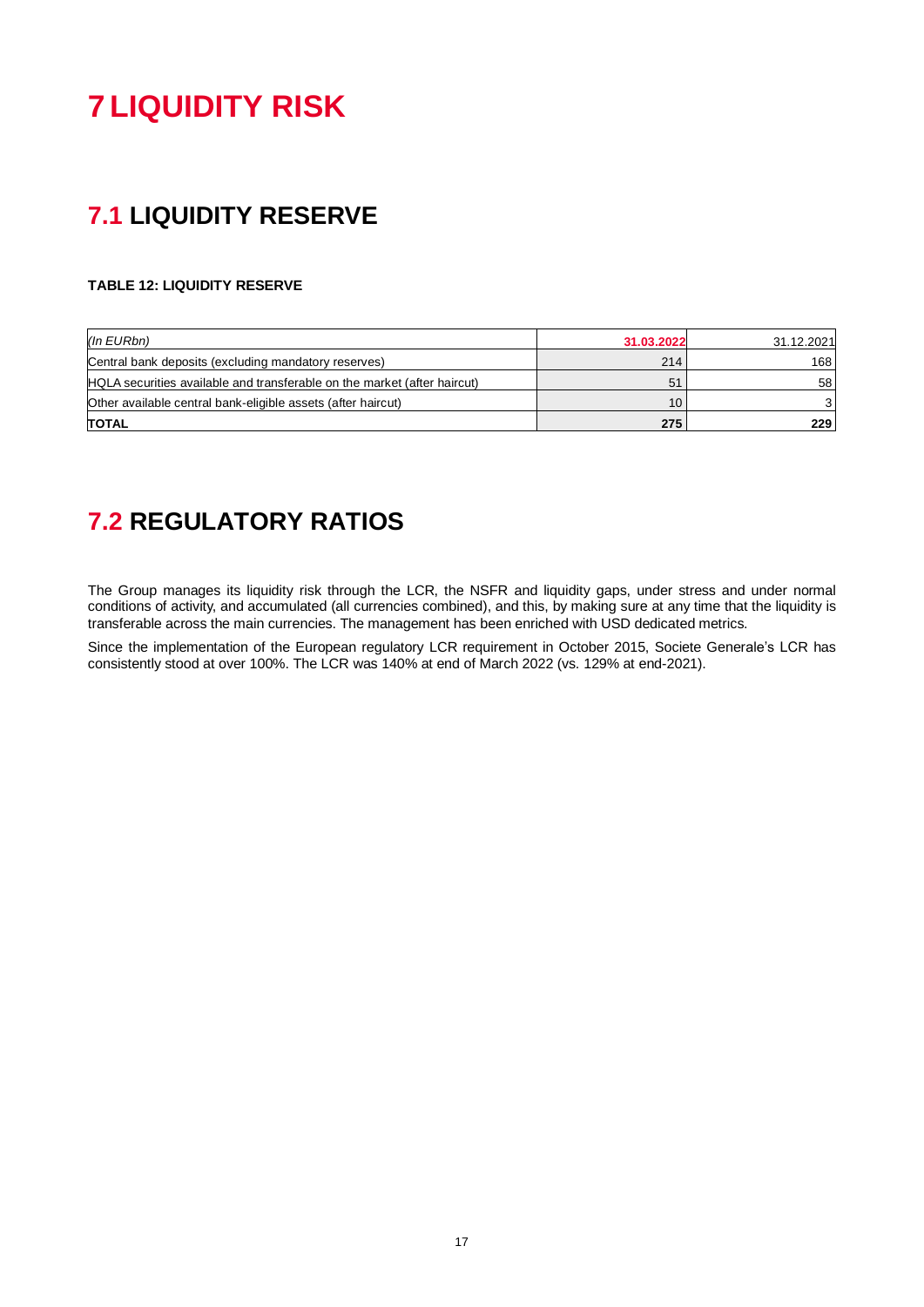# 7 LIQUIDITY RISK

## 7.1 LIQUIDITY RESERVE

**TABLE 12: LIQUIDITY RESERVE**

| *(In EURbn)* | **31.03.2022** | 31.12.2021 |
|---|---|---|
| Central bank deposits (excluding mandatory reserves) | 214 | 168 |
| HQLA securities available and transferable on the market (after haircut) | 51 | 58 |
| Other available central bank-eligible assets (after haircut) | 10 | 3 |
| **TOTAL** | **275** | **229** |

## 7.2 REGULATORY RATIOS

The Group manages its liquidity risk through the LCR, the NSFR and liquidity gaps, under stress and under normal conditions of activity, and accumulated (all currencies combined), and this, by making sure at any time that the liquidity is transferable across the main currencies. The management has been enriched with USD dedicated metrics.

Since the implementation of the European regulatory LCR requirement in October 2015, Societe Generale's LCR has consistently stood at over 100%. The LCR was 140% at end of March 2022 (vs. 129% at end-2021).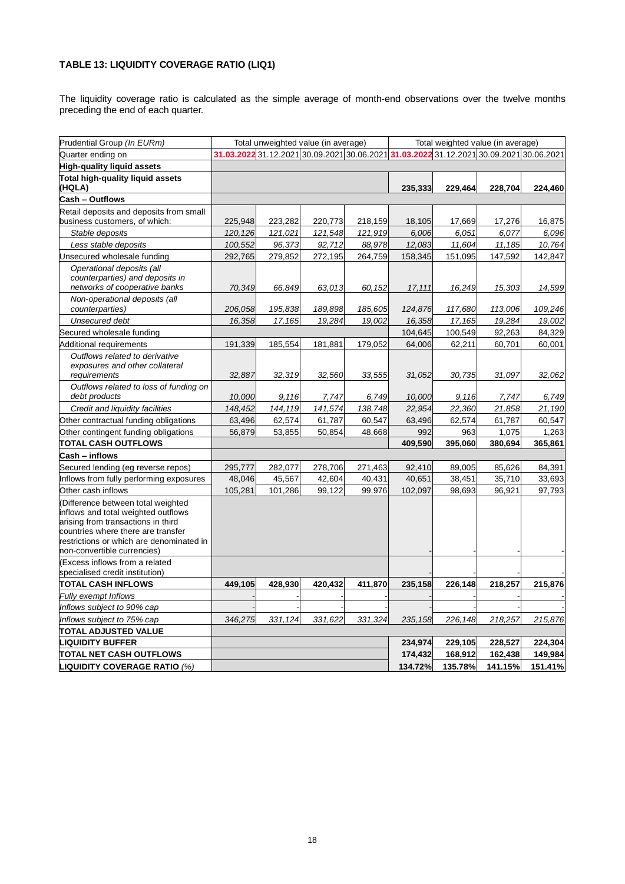**TABLE 13: LIQUIDITY COVERAGE RATIO (LIQ1)**

The liquidity coverage ratio is calculated as the simple average of month-end observations over the twelve months preceding the end of each quarter.

| Prudential Group *(In EURm)* | Total unweighted value (in average) | | | | Total weighted value (in average) | | | |
|---|---|---|---|---|---|---|---|---|
| Quarter ending on | 31.03.2022 | 31.12.2021 | 30.09.2021 | 30.06.2021 | 31.03.2022 | 31.12.2021 | 30.09.2021 | 30.06.2021 |
| **High-quality liquid assets** | | | | | | | | |
| **Total high-quality liquid assets (HQLA)** | | | | | **235,333** | **229,464** | **228,704** | **224,460** |
| **Cash – Outflows** | | | | | | | | |
| Retail deposits and deposits from small business customers, of which: | 225,948 | 223,282 | 220,773 | 218,159 | 18,105 | 17,669 | 17,276 | 16,875 |
| *Stable deposits* | *120,126* | *121,021* | *121,548* | *121,919* | *6,006* | *6,051* | *6,077* | *6,096* |
| *Less stable deposits* | *100,552* | *96,373* | *92,712* | *88,978* | *12,083* | *11,604* | *11,185* | *10,764* |
| Unsecured wholesale funding | 292,765 | 279,852 | 272,195 | 264,759 | 158,345 | 151,095 | 147,592 | 142,847 |
| *Operational deposits (all counterparties) and deposits in networks of cooperative banks* | *70,349* | *66,849* | *63,013* | *60,152* | *17,111* | *16,249* | *15,303* | *14,599* |
| *Non-operational deposits (all counterparties)* | *206,058* | *195,838* | *189,898* | *185,605* | *124,876* | *117,680* | *113,006* | *109,246* |
| *Unsecured debt* | *16,358* | *17,165* | *19,284* | *19,002* | *16,358* | *17,165* | *19,284* | *19,002* |
| Secured wholesale funding | | | | | 104,645 | 100,549 | 92,263 | 84,329 |
| Additional requirements | 191,339 | 185,554 | 181,881 | 179,052 | 64,006 | 62,211 | 60,701 | 60,001 |
| *Outflows related to derivative exposures and other collateral requirements* | *32,887* | *32,319* | *32,560* | *33,555* | *31,052* | *30,735* | *31,097* | *32,062* |
| *Outflows related to loss of funding on debt products* | *10,000* | *9,116* | *7,747* | *6,749* | *10,000* | *9,116* | *7,747* | *6,749* |
| *Credit and liquidity facilities* | *148,452* | *144,119* | *141,574* | *138,748* | *22,954* | *22,360* | *21,858* | *21,190* |
| Other contractual funding obligations | 63,496 | 62,574 | 61,787 | 60,547 | 63,496 | 62,574 | 61,787 | 60,547 |
| Other contingent funding obligations | 56,879 | 53,855 | 50,854 | 48,668 | 992 | 963 | 1,075 | 1,263 |
| **TOTAL CASH OUTFLOWS** | | | | | **409,590** | **395,060** | **380,694** | **365,861** |
| **Cash – inflows** | | | | | | | | |
| Secured lending (eg reverse repos) | 295,777 | 282,077 | 278,706 | 271,463 | 92,410 | 89,005 | 85,626 | 84,391 |
| Inflows from fully performing exposures | 48,046 | 45,567 | 42,604 | 40,431 | 40,651 | 38,451 | 35,710 | 33,693 |
| Other cash inflows | 105,281 | 101,286 | 99,122 | 99,976 | 102,097 | 98,693 | 96,921 | 97,793 |
| (Difference between total weighted inflows and total weighted outflows arising from transactions in third countries where there are transfer restrictions or which are denominated in non-convertible currencies) | | | | | - | - | - | - |
| (Excess inflows from a related specialised credit institution) | | | | | - | - | - | - |
| **TOTAL CASH INFLOWS** | **449,105** | **428,930** | **420,432** | **411,870** | **235,158** | **226,148** | **218,257** | **215,876** |
| *Fully exempt Inflows* | - | - | - | - | - | - | - | - |
| *Inflows subject to 90% cap* | - | - | - | - | - | - | - | - |
| *Inflows subject to 75% cap* | *346,275* | *331,124* | *331,622* | *331,324* | *235,158* | *226,148* | *218,257* | *215,876* |
| **TOTAL ADJUSTED VALUE** | | | | | | | | |
| **LIQUIDITY BUFFER** | | | | | **234,974** | **229,105** | **228,527** | **224,304** |
| **TOTAL NET CASH OUTFLOWS** | | | | | **174,432** | **168,912** | **162,438** | **149,984** |
| **LIQUIDITY COVERAGE RATIO** *(%)* | | | | | **134.72%** | **135.78%** | **141.15%** | **151.41%** |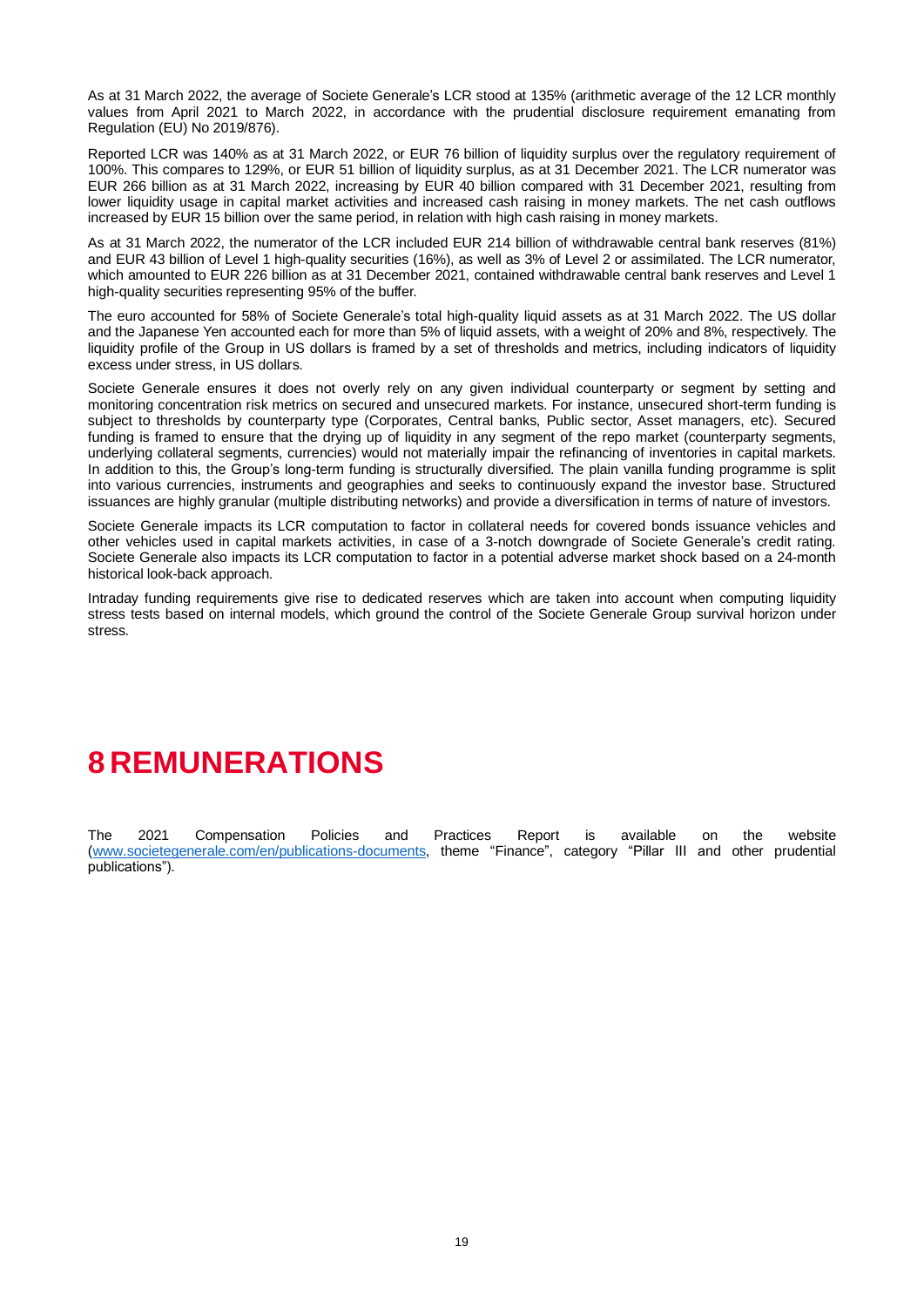As at 31 March 2022, the average of Societe Generale's LCR stood at 135% (arithmetic average of the 12 LCR monthly values from April 2021 to March 2022, in accordance with the prudential disclosure requirement emanating from Regulation (EU) No 2019/876).

Reported LCR was 140% as at 31 March 2022, or EUR 76 billion of liquidity surplus over the regulatory requirement of 100%. This compares to 129%, or EUR 51 billion of liquidity surplus, as at 31 December 2021. The LCR numerator was EUR 266 billion as at 31 March 2022, increasing by EUR 40 billion compared with 31 December 2021, resulting from lower liquidity usage in capital market activities and increased cash raising in money markets. The net cash outflows increased by EUR 15 billion over the same period, in relation with high cash raising in money markets.

As at 31 March 2022, the numerator of the LCR included EUR 214 billion of withdrawable central bank reserves (81%) and EUR 43 billion of Level 1 high-quality securities (16%), as well as 3% of Level 2 or assimilated. The LCR numerator, which amounted to EUR 226 billion as at 31 December 2021, contained withdrawable central bank reserves and Level 1 high-quality securities representing 95% of the buffer.

The euro accounted for 58% of Societe Generale's total high-quality liquid assets as at 31 March 2022. The US dollar and the Japanese Yen accounted each for more than 5% of liquid assets, with a weight of 20% and 8%, respectively. The liquidity profile of the Group in US dollars is framed by a set of thresholds and metrics, including indicators of liquidity excess under stress, in US dollars.

Societe Generale ensures it does not overly rely on any given individual counterparty or segment by setting and monitoring concentration risk metrics on secured and unsecured markets. For instance, unsecured short-term funding is subject to thresholds by counterparty type (Corporates, Central banks, Public sector, Asset managers, etc). Secured funding is framed to ensure that the drying up of liquidity in any segment of the repo market (counterparty segments, underlying collateral segments, currencies) would not materially impair the refinancing of inventories in capital markets. In addition to this, the Group's long-term funding is structurally diversified. The plain vanilla funding programme is split into various currencies, instruments and geographies and seeks to continuously expand the investor base. Structured issuances are highly granular (multiple distributing networks) and provide a diversification in terms of nature of investors.

Societe Generale impacts its LCR computation to factor in collateral needs for covered bonds issuance vehicles and other vehicles used in capital markets activities, in case of a 3-notch downgrade of Societe Generale's credit rating. Societe Generale also impacts its LCR computation to factor in a potential adverse market shock based on a 24-month historical look-back approach.

Intraday funding requirements give rise to dedicated reserves which are taken into account when computing liquidity stress tests based on internal models, which ground the control of the Societe Generale Group survival horizon under stress.

# 8 REMUNERATIONS

The 2021 Compensation Policies and Practices Report is available on the website (www.societegenerale.com/en/publications-documents, theme "Finance", category "Pillar III and other prudential publications").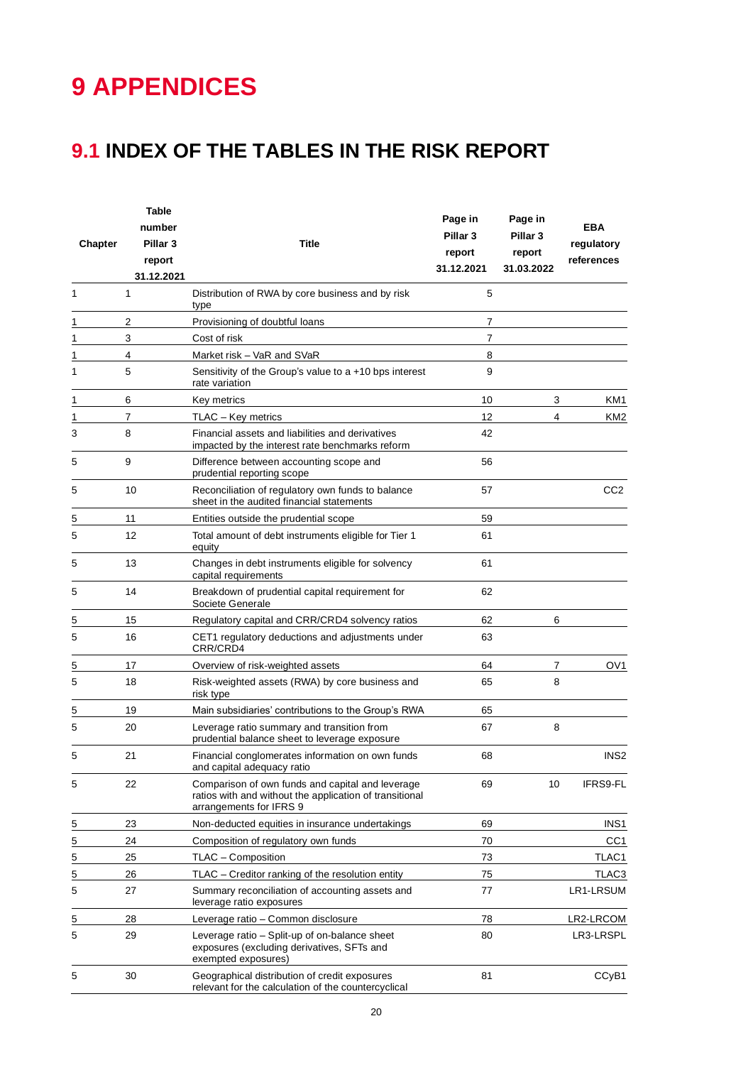# 9 APPENDICES

## 9.1 INDEX OF THE TABLES IN THE RISK REPORT

| Chapter | Table number Pillar 3 report 31.12.2021 | Title | Page in Pillar 3 report 31.12.2021 | Page in Pillar 3 report 31.03.2022 | EBA regulatory references |
|---|---|---|---|---|---|
| 1 | 1 | Distribution of RWA by core business and by risk type | 5 | | |
| 1 | 2 | Provisioning of doubtful loans | 7 | | |
| 1 | 3 | Cost of risk | 7 | | |
| 1 | 4 | Market risk – VaR and SVaR | 8 | | |
| 1 | 5 | Sensitivity of the Group's value to a +10 bps interest rate variation | 9 | | |
| 1 | 6 | Key metrics | 10 | 3 | KM1 |
| 1 | 7 | TLAC – Key metrics | 12 | 4 | KM2 |
| 3 | 8 | Financial assets and liabilities and derivatives impacted by the interest rate benchmarks reform | 42 | | |
| 5 | 9 | Difference between accounting scope and prudential reporting scope | 56 | | |
| 5 | 10 | Reconciliation of regulatory own funds to balance sheet in the audited financial statements | 57 | | CC2 |
| 5 | 11 | Entities outside the prudential scope | 59 | | |
| 5 | 12 | Total amount of debt instruments eligible for Tier 1 equity | 61 | | |
| 5 | 13 | Changes in debt instruments eligible for solvency capital requirements | 61 | | |
| 5 | 14 | Breakdown of prudential capital requirement for Societe Generale | 62 | | |
| 5 | 15 | Regulatory capital and CRR/CRD4 solvency ratios | 62 | 6 | |
| 5 | 16 | CET1 regulatory deductions and adjustments under CRR/CRD4 | 63 | | |
| 5 | 17 | Overview of risk-weighted assets | 64 | 7 | OV1 |
| 5 | 18 | Risk-weighted assets (RWA) by core business and risk type | 65 | 8 | |
| 5 | 19 | Main subsidiaries' contributions to the Group's RWA | 65 | | |
| 5 | 20 | Leverage ratio summary and transition from prudential balance sheet to leverage exposure | 67 | 8 | |
| 5 | 21 | Financial conglomerates information on own funds and capital adequacy ratio | 68 | | INS2 |
| 5 | 22 | Comparison of own funds and capital and leverage ratios with and without the application of transitional arrangements for IFRS 9 | 69 | 10 | IFRS9-FL |
| 5 | 23 | Non-deducted equities in insurance undertakings | 69 | | INS1 |
| 5 | 24 | Composition of regulatory own funds | 70 | | CC1 |
| 5 | 25 | TLAC – Composition | 73 | | TLAC1 |
| 5 | 26 | TLAC – Creditor ranking of the resolution entity | 75 | | TLAC3 |
| 5 | 27 | Summary reconciliation of accounting assets and leverage ratio exposures | 77 | | LR1-LRSUM |
| 5 | 28 | Leverage ratio – Common disclosure | 78 | | LR2-LRCOM |
| 5 | 29 | Leverage ratio – Split-up of on-balance sheet exposures (excluding derivatives, SFTs and exempted exposures) | 80 | | LR3-LRSPL |
| 5 | 30 | Geographical distribution of credit exposures relevant for the calculation of the countercyclical | 81 | | CCyB1 |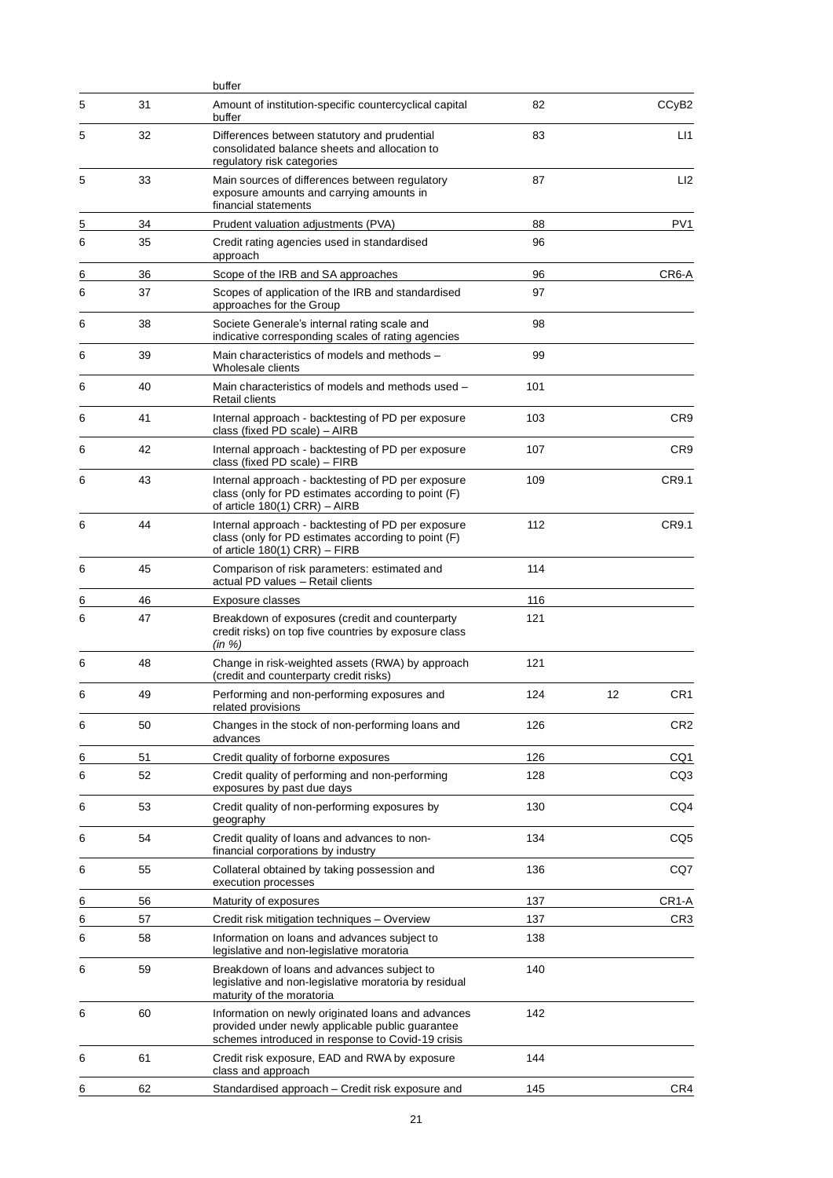| | | | | | |
|---|---|---|---|---|---|
| | | buffer | | | |
| 5 | 31 | Amount of institution-specific countercyclical capital buffer | 82 | | CCyB2 |
| 5 | 32 | Differences between statutory and prudential consolidated balance sheets and allocation to regulatory risk categories | 83 | | LI1 |
| 5 | 33 | Main sources of differences between regulatory exposure amounts and carrying amounts in financial statements | 87 | | LI2 |
| 5 | 34 | Prudent valuation adjustments (PVA) | 88 | | PV1 |
| 6 | 35 | Credit rating agencies used in standardised approach | 96 | | |
| 6 | 36 | Scope of the IRB and SA approaches | 96 | | CR6-A |
| 6 | 37 | Scopes of application of the IRB and standardised approaches for the Group | 97 | | |
| 6 | 38 | Societe Generale's internal rating scale and indicative corresponding scales of rating agencies | 98 | | |
| 6 | 39 | Main characteristics of models and methods – Wholesale clients | 99 | | |
| 6 | 40 | Main characteristics of models and methods used – Retail clients | 101 | | |
| 6 | 41 | Internal approach - backtesting of PD per exposure class (fixed PD scale) – AIRB | 103 | | CR9 |
| 6 | 42 | Internal approach - backtesting of PD per exposure class (fixed PD scale) – FIRB | 107 | | CR9 |
| 6 | 43 | Internal approach - backtesting of PD per exposure class (only for PD estimates according to point (F) of article 180(1) CRR) – AIRB | 109 | | CR9.1 |
| 6 | 44 | Internal approach - backtesting of PD per exposure class (only for PD estimates according to point (F) of article 180(1) CRR) – FIRB | 112 | | CR9.1 |
| 6 | 45 | Comparison of risk parameters: estimated and actual PD values – Retail clients | 114 | | |
| 6 | 46 | Exposure classes | 116 | | |
| 6 | 47 | Breakdown of exposures (credit and counterparty credit risks) on top five countries by exposure class *(in %)* | 121 | | |
| 6 | 48 | Change in risk-weighted assets (RWA) by approach (credit and counterparty credit risks) | 121 | | |
| 6 | 49 | Performing and non-performing exposures and related provisions | 124 | 12 | CR1 |
| 6 | 50 | Changes in the stock of non-performing loans and advances | 126 | | CR2 |
| 6 | 51 | Credit quality of forborne exposures | 126 | | CQ1 |
| 6 | 52 | Credit quality of performing and non-performing exposures by past due days | 128 | | CQ3 |
| 6 | 53 | Credit quality of non-performing exposures by geography | 130 | | CQ4 |
| 6 | 54 | Credit quality of loans and advances to non-financial corporations by industry | 134 | | CQ5 |
| 6 | 55 | Collateral obtained by taking possession and execution processes | 136 | | CQ7 |
| 6 | 56 | Maturity of exposures | 137 | | CR1-A |
| 6 | 57 | Credit risk mitigation techniques – Overview | 137 | | CR3 |
| 6 | 58 | Information on loans and advances subject to legislative and non-legislative moratoria | 138 | | |
| 6 | 59 | Breakdown of loans and advances subject to legislative and non-legislative moratoria by residual maturity of the moratoria | 140 | | |
| 6 | 60 | Information on newly originated loans and advances provided under newly applicable public guarantee schemes introduced in response to Covid-19 crisis | 142 | | |
| 6 | 61 | Credit risk exposure, EAD and RWA by exposure class and approach | 144 | | |
| 6 | 62 | Standardised approach – Credit risk exposure and | 145 | | CR4 |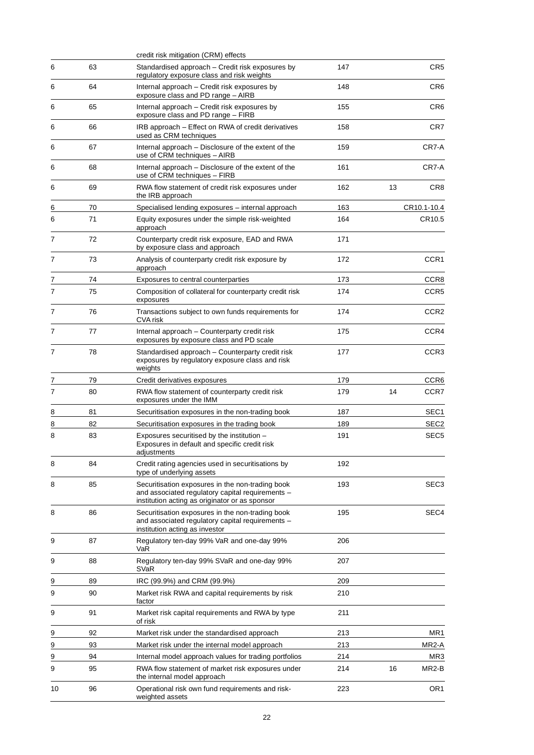| | | | | | |
|---|---|---|---|---|---|
| | | credit risk mitigation (CRM) effects | | | |
| 6 | 63 | Standardised approach – Credit risk exposures by regulatory exposure class and risk weights | 147 | | CR5 |
| 6 | 64 | Internal approach – Credit risk exposures by exposure class and PD range – AIRB | 148 | | CR6 |
| 6 | 65 | Internal approach – Credit risk exposures by exposure class and PD range – FIRB | 155 | | CR6 |
| 6 | 66 | IRB approach – Effect on RWA of credit derivatives used as CRM techniques | 158 | | CR7 |
| 6 | 67 | Internal approach – Disclosure of the extent of the use of CRM techniques – AIRB | 159 | | CR7-A |
| 6 | 68 | Internal approach – Disclosure of the extent of the use of CRM techniques – FIRB | 161 | | CR7-A |
| 6 | 69 | RWA flow statement of credit risk exposures under the IRB approach | 162 | 13 | CR8 |
| 6 | 70 | Specialised lending exposures – internal approach | 163 | | CR10.1-10.4 |
| 6 | 71 | Equity exposures under the simple risk-weighted approach | 164 | | CR10.5 |
| 7 | 72 | Counterparty credit risk exposure, EAD and RWA by exposure class and approach | 171 | | |
| 7 | 73 | Analysis of counterparty credit risk exposure by approach | 172 | | CCR1 |
| 7 | 74 | Exposures to central counterparties | 173 | | CCR8 |
| 7 | 75 | Composition of collateral for counterparty credit risk exposures | 174 | | CCR5 |
| 7 | 76 | Transactions subject to own funds requirements for CVA risk | 174 | | CCR2 |
| 7 | 77 | Internal approach – Counterparty credit risk exposures by exposure class and PD scale | 175 | | CCR4 |
| 7 | 78 | Standardised approach – Counterparty credit risk exposures by regulatory exposure class and risk weights | 177 | | CCR3 |
| 7 | 79 | Credit derivatives exposures | 179 | | CCR6 |
| 7 | 80 | RWA flow statement of counterparty credit risk exposures under the IMM | 179 | 14 | CCR7 |
| 8 | 81 | Securitisation exposures in the non-trading book | 187 | | SEC1 |
| 8 | 82 | Securitisation exposures in the trading book | 189 | | SEC2 |
| 8 | 83 | Exposures securitised by the institution – Exposures in default and specific credit risk adjustments | 191 | | SEC5 |
| 8 | 84 | Credit rating agencies used in securitisations by type of underlying assets | 192 | | |
| 8 | 85 | Securitisation exposures in the non-trading book and associated regulatory capital requirements – institution acting as originator or as sponsor | 193 | | SEC3 |
| 8 | 86 | Securitisation exposures in the non-trading book and associated regulatory capital requirements – institution acting as investor | 195 | | SEC4 |
| 9 | 87 | Regulatory ten-day 99% VaR and one-day 99% VaR | 206 | | |
| 9 | 88 | Regulatory ten-day 99% SVaR and one-day 99% SVaR | 207 | | |
| 9 | 89 | IRC (99.9%) and CRM (99.9%) | 209 | | |
| 9 | 90 | Market risk RWA and capital requirements by risk factor | 210 | | |
| 9 | 91 | Market risk capital requirements and RWA by type of risk | 211 | | |
| 9 | 92 | Market risk under the standardised approach | 213 | | MR1 |
| 9 | 93 | Market risk under the internal model approach | 213 | | MR2-A |
| 9 | 94 | Internal model approach values for trading portfolios | 214 | | MR3 |
| 9 | 95 | RWA flow statement of market risk exposures under the internal model approach | 214 | 16 | MR2-B |
| 10 | 96 | Operational risk own fund requirements and risk-weighted assets | 223 | | OR1 |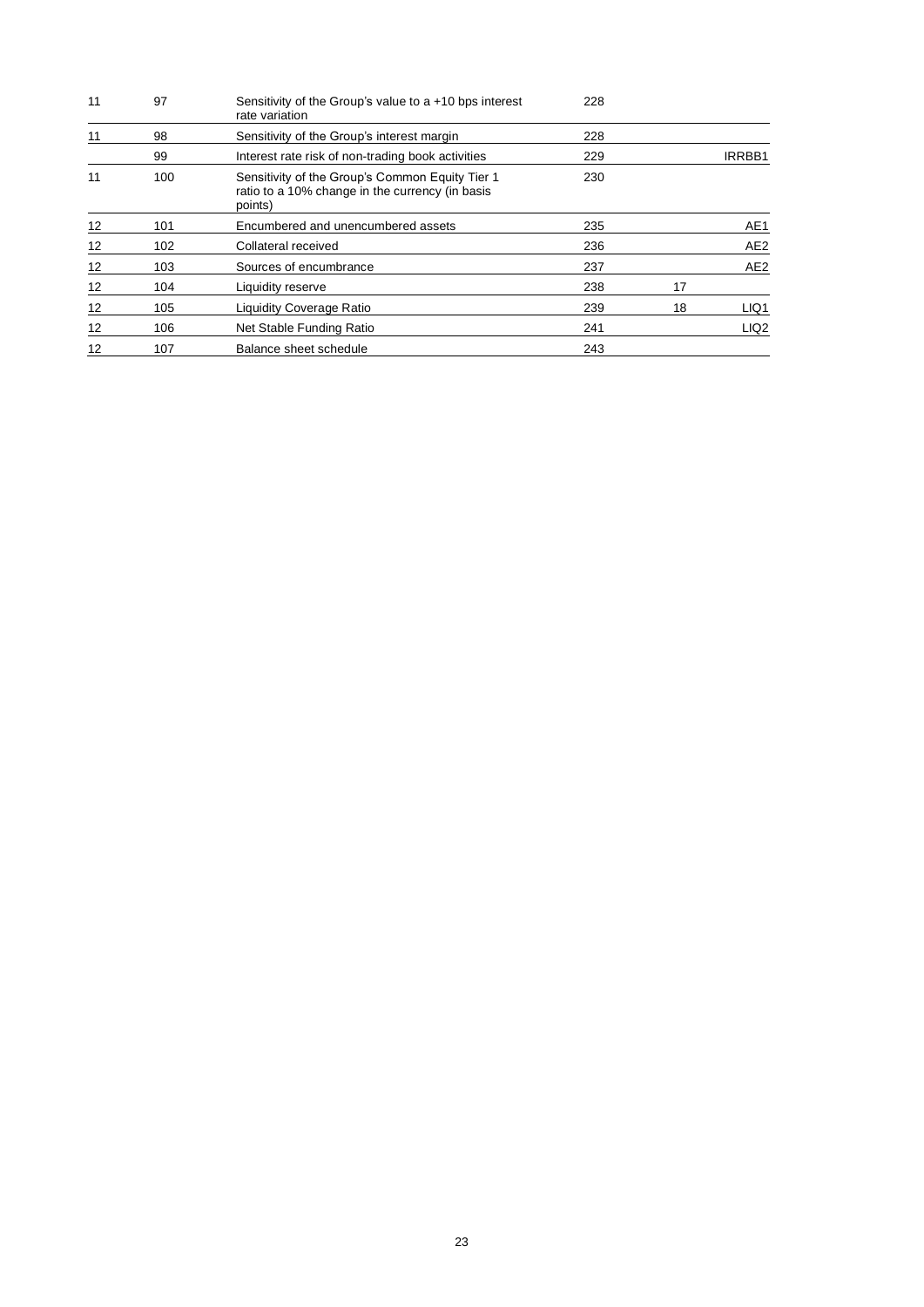| | | | | | |
|---|---|---|---|---|---|
| 11 | 97 | Sensitivity of the Group's value to a +10 bps interest rate variation | 228 | | |
| 11 | 98 | Sensitivity of the Group's interest margin | 228 | | |
| | 99 | Interest rate risk of non-trading book activities | 229 | | IRRBB1 |
| 11 | 100 | Sensitivity of the Group's Common Equity Tier 1 ratio to a 10% change in the currency (in basis points) | 230 | | |
| 12 | 101 | Encumbered and unencumbered assets | 235 | | AE1 |
| 12 | 102 | Collateral received | 236 | | AE2 |
| 12 | 103 | Sources of encumbrance | 237 | | AE2 |
| 12 | 104 | Liquidity reserve | 238 | 17 | |
| 12 | 105 | Liquidity Coverage Ratio | 239 | 18 | LIQ1 |
| 12 | 106 | Net Stable Funding Ratio | 241 | | LIQ2 |
| 12 | 107 | Balance sheet schedule | 243 | | |